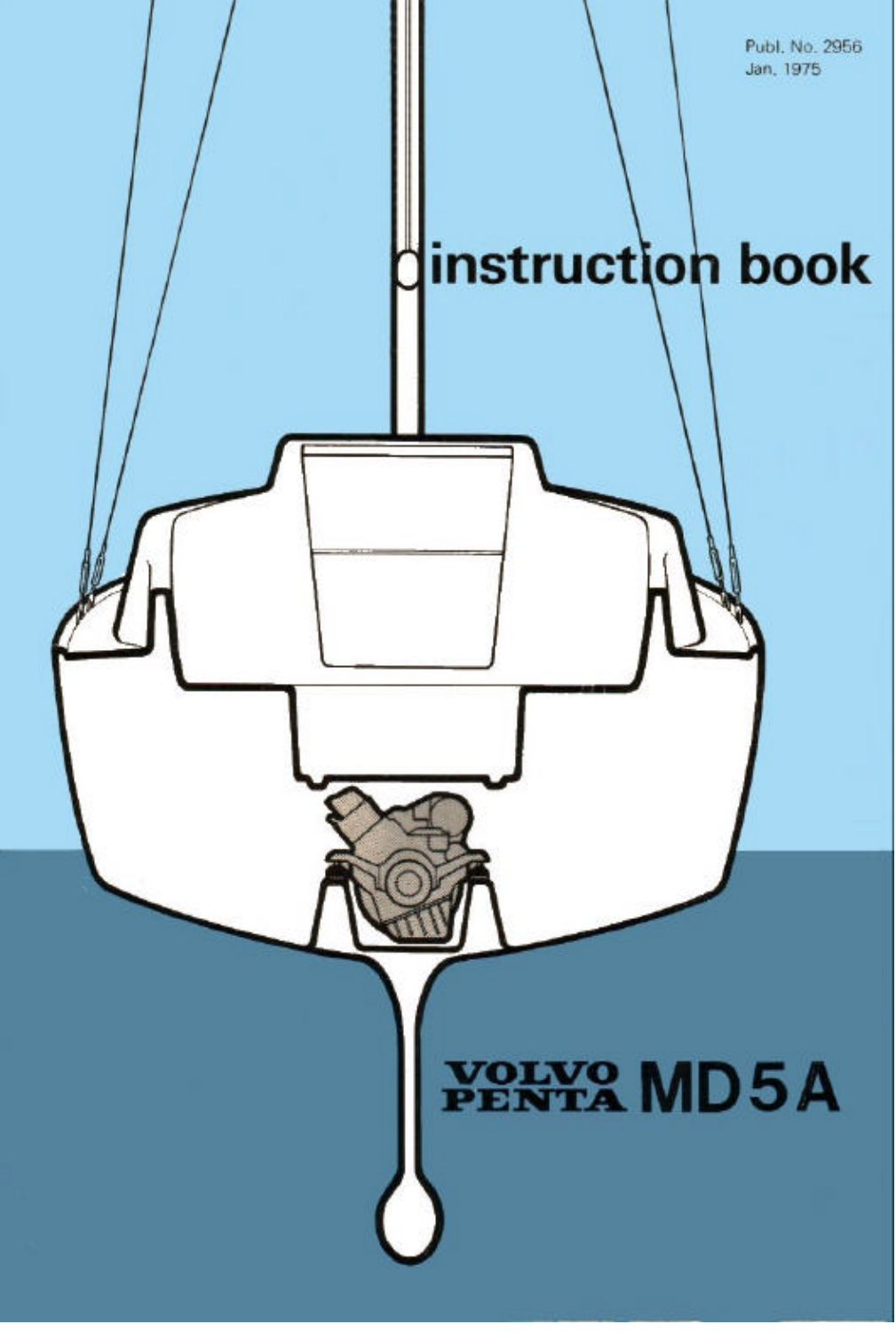Publ. No. 2956
Jan. 1975

# instruction book

# VOLVO PENTA MD5A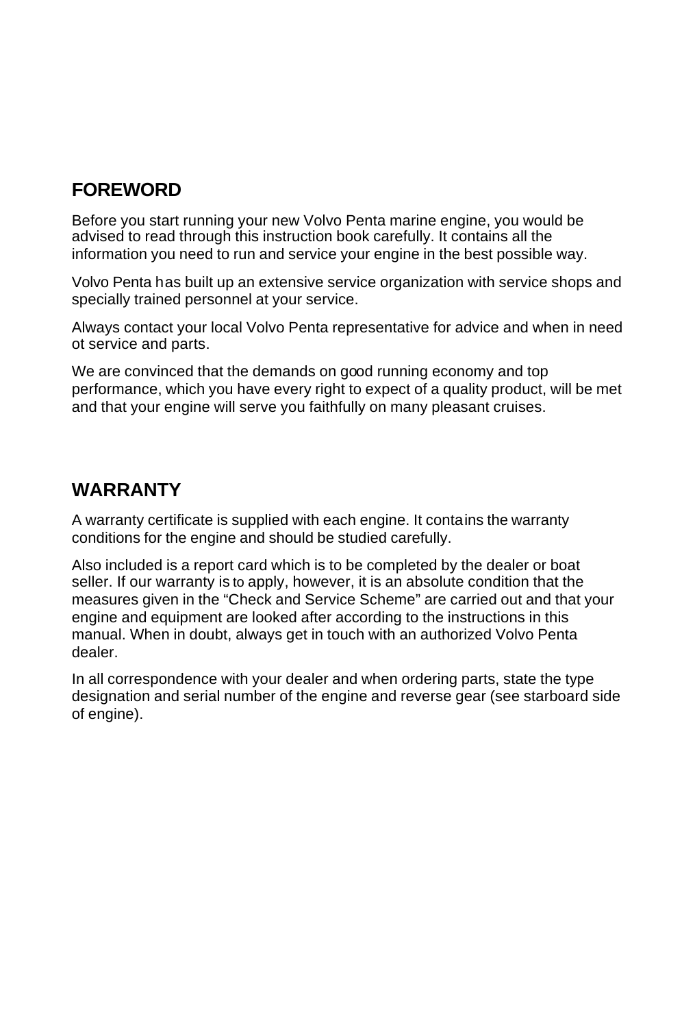## FOREWORD

Before you start running your new Volvo Penta marine engine, you would be advised to read through this instruction book carefully. It contains all the information you need to run and service your engine in the best possible way.

Volvo Penta has built up an extensive service organization with service shops and specially trained personnel at your service.

Always contact your local Volvo Penta representative for advice and when in need ot service and parts.

We are convinced that the demands on good running economy and top performance, which you have every right to expect of a quality product, will be met and that your engine will serve you faithfully on many pleasant cruises.

## WARRANTY

A warranty certificate is supplied with each engine. It contains the warranty conditions for the engine and should be studied carefully.

Also included is a report card which is to be completed by the dealer or boat seller. If our warranty is to apply, however, it is an absolute condition that the measures given in the “Check and Service Scheme” are carried out and that your engine and equipment are looked after according to the instructions in this manual. When in doubt, always get in touch with an authorized Volvo Penta dealer.

In all correspondence with your dealer and when ordering parts, state the type designation and serial number of the engine and reverse gear (see starboard side of engine).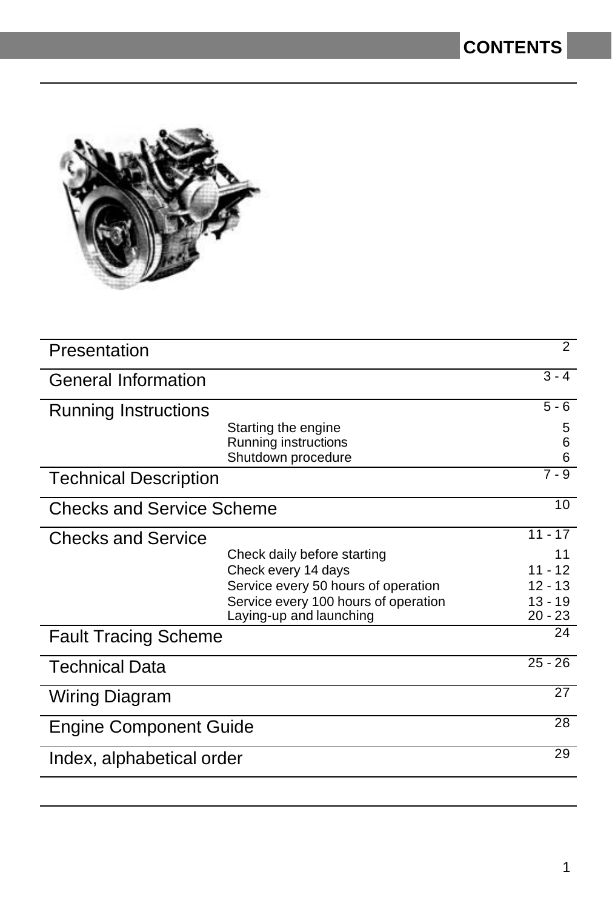# CONTENTS

| Section | Subsection | Page |
|---|---|---|
| Presentation | | 2 |
| General Information | | 3 - 4 |
| Running Instructions | | 5 - 6 |
| | Starting the engine | 5 |
| | Running instructions | 6 |
| | Shutdown procedure | 6 |
| Technical Description | | 7 - 9 |
| Checks and Service Scheme | | 10 |
| Checks and Service | | 11 - 17 |
| | Check daily before starting | 11 |
| | Check every 14 days | 11 - 12 |
| | Service every 50 hours of operation | 12 - 13 |
| | Service every 100 hours of operation | 13 - 19 |
| | Laying-up and launching | 20 - 23 |
| Fault Tracing Scheme | | 24 |
| Technical Data | | 25 - 26 |
| Wiring Diagram | | 27 |
| Engine Component Guide | | 28 |
| Index, alphabetical order | | 29 |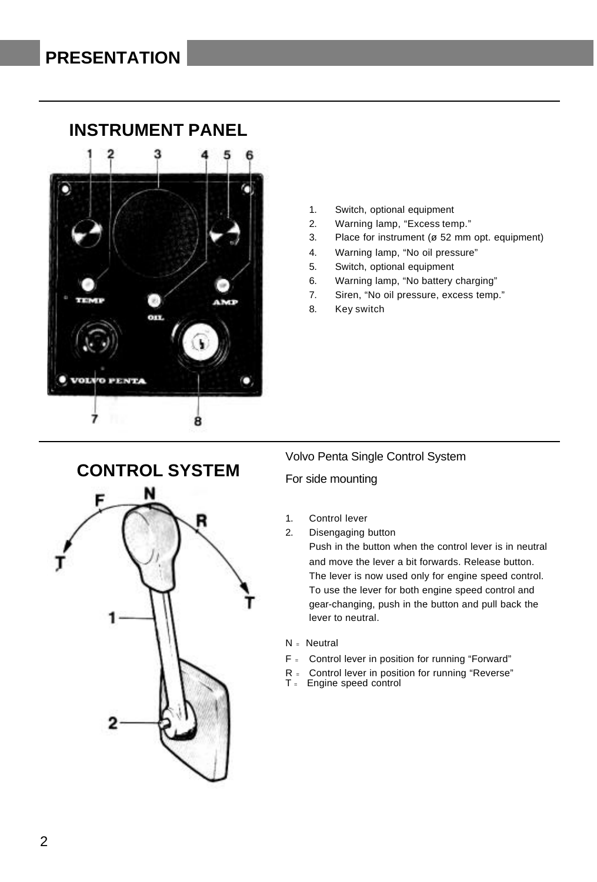# PRESENTATION

## INSTRUMENT PANEL

1. Switch, optional equipment
2. Warning lamp, “Excess temp.”
3. Place for instrument (ø 52 mm opt. equipment)
4. Warning lamp, “No oil pressure”
5. Switch, optional equipment
6. Warning lamp, “No battery charging”
7. Siren, “No oil pressure, excess temp.”
8. Key switch

## CONTROL SYSTEM

Volvo Penta Single Control System

For side mounting

1. Control lever
2. Disengaging button

   Push in the button when the control lever is in neutral and move the lever a bit forwards. Release button. The lever is now used only for engine speed control. To use the lever for both engine speed control and gear-changing, push in the button and pull back the lever to neutral.

N = Neutral

F = Control lever in position for running “Forward”

R = Control lever in position for running “Reverse”

T = Engine speed control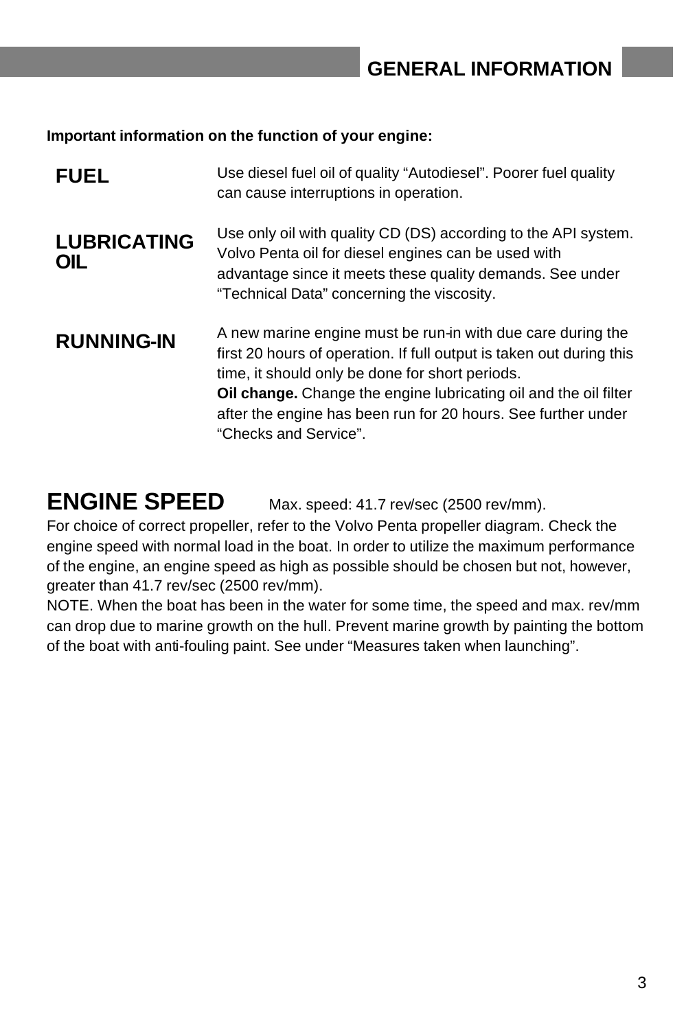## GENERAL INFORMATION

**Important information on the function of your engine:**

### FUEL

Use diesel fuel oil of quality “Autodiesel”. Poorer fuel quality can cause interruptions in operation.

### LUBRICATING OIL

Use only oil with quality CD (DS) according to the API system. Volvo Penta oil for diesel engines can be used with advantage since it meets these quality demands. See under “Technical Data” concerning the viscosity.

### RUNNING-IN

A new marine engine must be run-in with due care during the first 20 hours of operation. If full output is taken out during this time, it should only be done for short periods.

**Oil change.** Change the engine lubricating oil and the oil filter after the engine has been run for 20 hours. See further under “Checks and Service”.

## ENGINE SPEED

Max. speed: 41.7 rev/sec (2500 rev/mm).

For choice of correct propeller, refer to the Volvo Penta propeller diagram. Check the engine speed with normal load in the boat. In order to utilize the maximum performance of the engine, an engine speed as high as possible should be chosen but not, however, greater than 41.7 rev/sec (2500 rev/mm).

NOTE. When the boat has been in the water for some time, the speed and max. rev/mm can drop due to marine growth on the hull. Prevent marine growth by painting the bottom of the boat with anti-fouling paint. See under “Measures taken when launching”.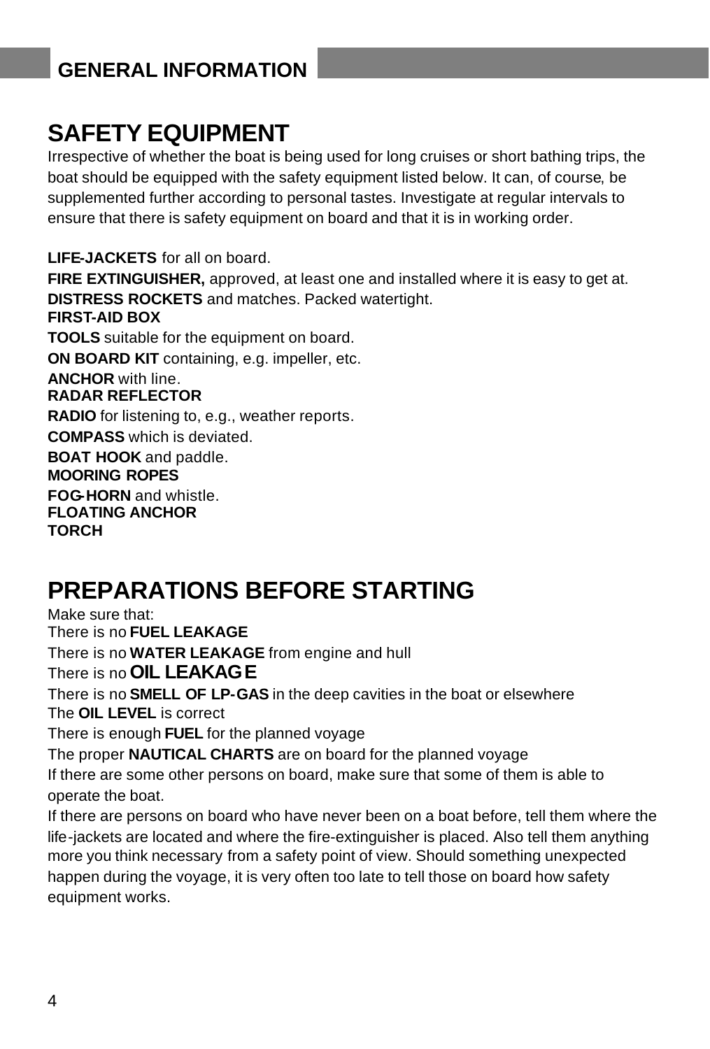# SAFETY EQUIPMENT

Irrespective of whether the boat is being used for long cruises or short bathing trips, the boat should be equipped with the safety equipment listed below. It can, of course, be supplemented further according to personal tastes. Investigate at regular intervals to ensure that there is safety equipment on board and that it is in working order.

**LIFE-JACKETS** for all on board.
**FIRE EXTINGUISHER,** approved, at least one and installed where it is easy to get at.
**DISTRESS ROCKETS** and matches. Packed watertight.
**FIRST-AID BOX**
**TOOLS** suitable for the equipment on board.
**ON BOARD KIT** containing, e.g. impeller, etc.
**ANCHOR** with line.
**RADAR REFLECTOR**
**RADIO** for listening to, e.g., weather reports.
**COMPASS** which is deviated.
**BOAT HOOK** and paddle.
**MOORING ROPES**
**FOG-HORN** and whistle.
**FLOATING ANCHOR**
**TORCH**

# PREPARATIONS BEFORE STARTING

Make sure that:
There is no **FUEL LEAKAGE**
There is no **WATER LEAKAGE** from engine and hull
There is no **OIL LEAKAGE**
There is no **SMELL OF LP-GAS** in the deep cavities in the boat or elsewhere
The **OIL LEVEL** is correct
There is enough **FUEL** for the planned voyage
The proper **NAUTICAL CHARTS** are on board for the planned voyage
If there are some other persons on board, make sure that some of them is able to operate the boat.
If there are persons on board who have never been on a boat before, tell them where the life-jackets are located and where the fire-extinguisher is placed. Also tell them anything more you think necessary from a safety point of view. Should something unexpected happen during the voyage, it is very often too late to tell those on board how safety equipment works.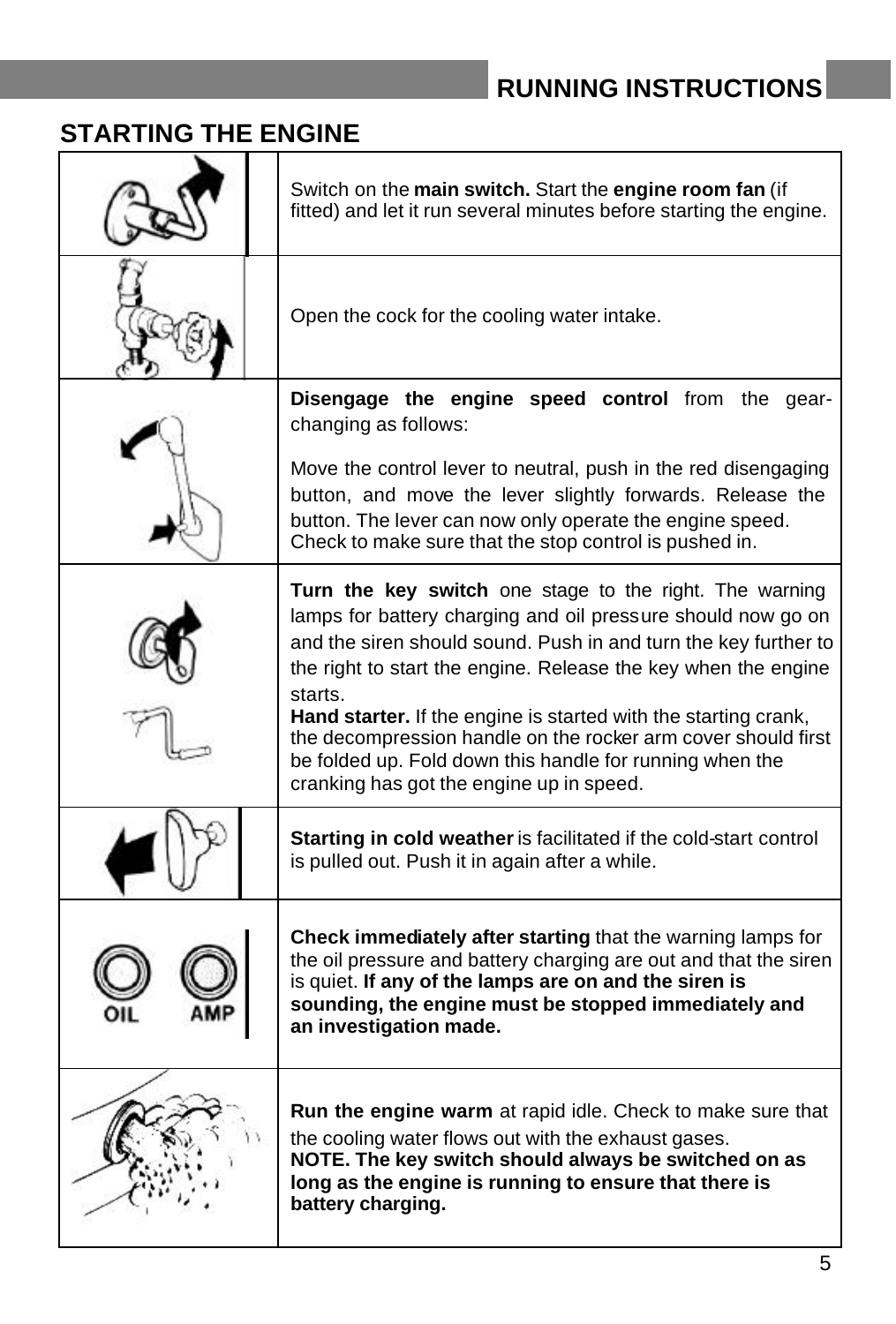## STARTING THE ENGINE

Switch on the **main switch.** Start the **engine room fan** (if fitted) and let it run several minutes before starting the engine.

Open the cock for the cooling water intake.

**Disengage the engine speed control** from the gear-changing as follows:

Move the control lever to neutral, push in the red disengaging button, and move the lever slightly forwards. Release the button. The lever can now only operate the engine speed. Check to make sure that the stop control is pushed in.

**Turn the key switch** one stage to the right. The warning lamps for battery charging and oil pressure should now go on and the siren should sound. Push in and turn the key further to the right to start the engine. Release the key when the engine starts.

**Hand starter.** If the engine is started with the starting crank, the decompression handle on the rocker arm cover should first be folded up. Fold down this handle for running when the cranking has got the engine up in speed.

**Starting in cold weather** is facilitated if the cold-start control is pulled out. Push it in again after a while.

OIL AMP

**Check immediately after starting** that the warning lamps for the oil pressure and battery charging are out and that the siren is quiet. **If any of the lamps are on and the siren is sounding, the engine must be stopped immediately and an investigation made.**

**Run the engine warm** at rapid idle. Check to make sure that the cooling water flows out with the exhaust gases.

**NOTE. The key switch should always be switched on as long as the engine is running to ensure that there is battery charging.**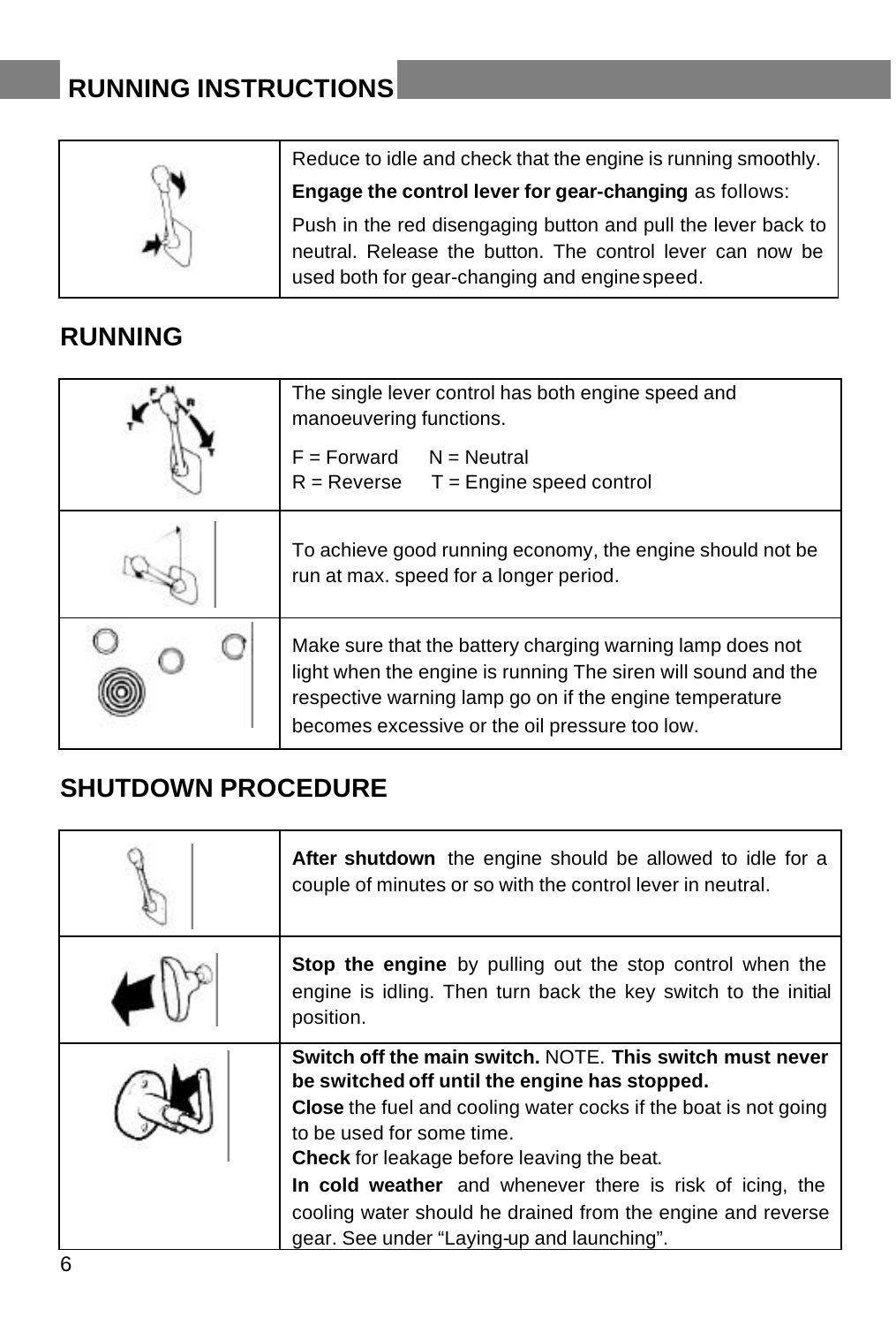# RUNNING INSTRUCTIONS

| | |
|---|---|
| | Reduce to idle and check that the engine is running smoothly.<br>**Engage the control lever for gear-changing** as follows:<br>Push in the red disengaging button and pull the lever back to neutral. Release the button. The control lever can now be used both for gear-changing and engine speed. |

## RUNNING

| | |
|---|---|
| | The single lever control has both engine speed and manoeuvering functions.<br>F = Forward N = Neutral<br>R = Reverse T = Engine speed control |
| | To achieve good running economy, the engine should not be run at max. speed for a longer period. |
| | Make sure that the battery charging warning lamp does not light when the engine is running The siren will sound and the respective warning lamp go on if the engine temperature becomes excessive or the oil pressure too low. |

## SHUTDOWN PROCEDURE

| | |
|---|---|
| | **After shutdown** the engine should be allowed to idle for a couple of minutes or so with the control lever in neutral. |
| | **Stop the engine** by pulling out the stop control when the engine is idling. Then turn back the key switch to the initial position. |
| | **Switch off the main switch.** NOTE. **This switch must never be switched off until the engine has stopped.**<br>**Close** the fuel and cooling water cocks if the boat is not going to be used for some time.<br>**Check** for leakage before leaving the beat.<br>**In cold weather** and whenever there is risk of icing, the cooling water should he drained from the engine and reverse gear. See under “Laying-up and launching”. |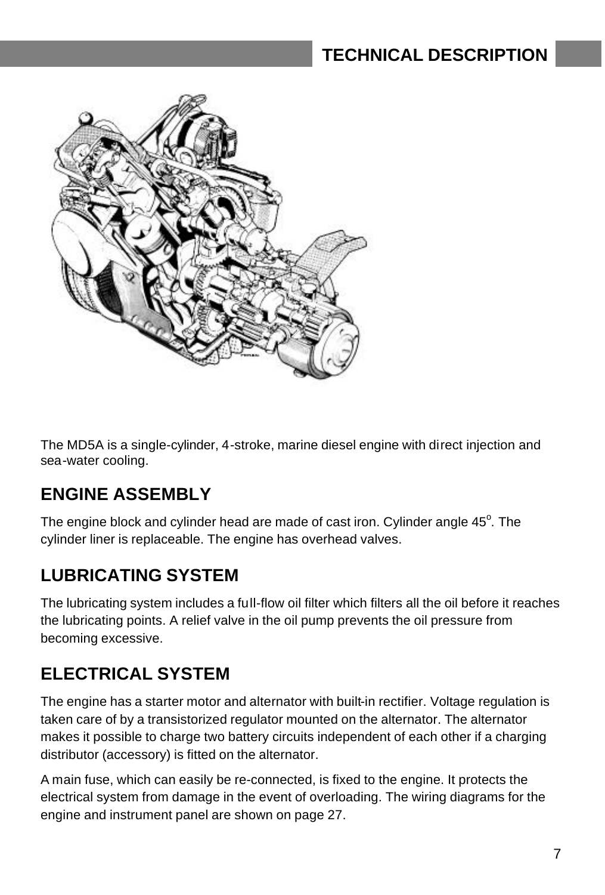# TECHNICAL DESCRIPTION

The MD5A is a single-cylinder, 4-stroke, marine diesel engine with direct injection and sea-water cooling.

## ENGINE ASSEMBLY

The engine block and cylinder head are made of cast iron. Cylinder angle 45°. The cylinder liner is replaceable. The engine has overhead valves.

## LUBRICATING SYSTEM

The lubricating system includes a full-flow oil filter which filters all the oil before it reaches the lubricating points. A relief valve in the oil pump prevents the oil pressure from becoming excessive.

## ELECTRICAL SYSTEM

The engine has a starter motor and alternator with built-in rectifier. Voltage regulation is taken care of by a transistorized regulator mounted on the alternator. The alternator makes it possible to charge two battery circuits independent of each other if a charging distributor (accessory) is fitted on the alternator.

A main fuse, which can easily be re-connected, is fixed to the engine. It protects the electrical system from damage in the event of overloading. The wiring diagrams for the engine and instrument panel are shown on page 27.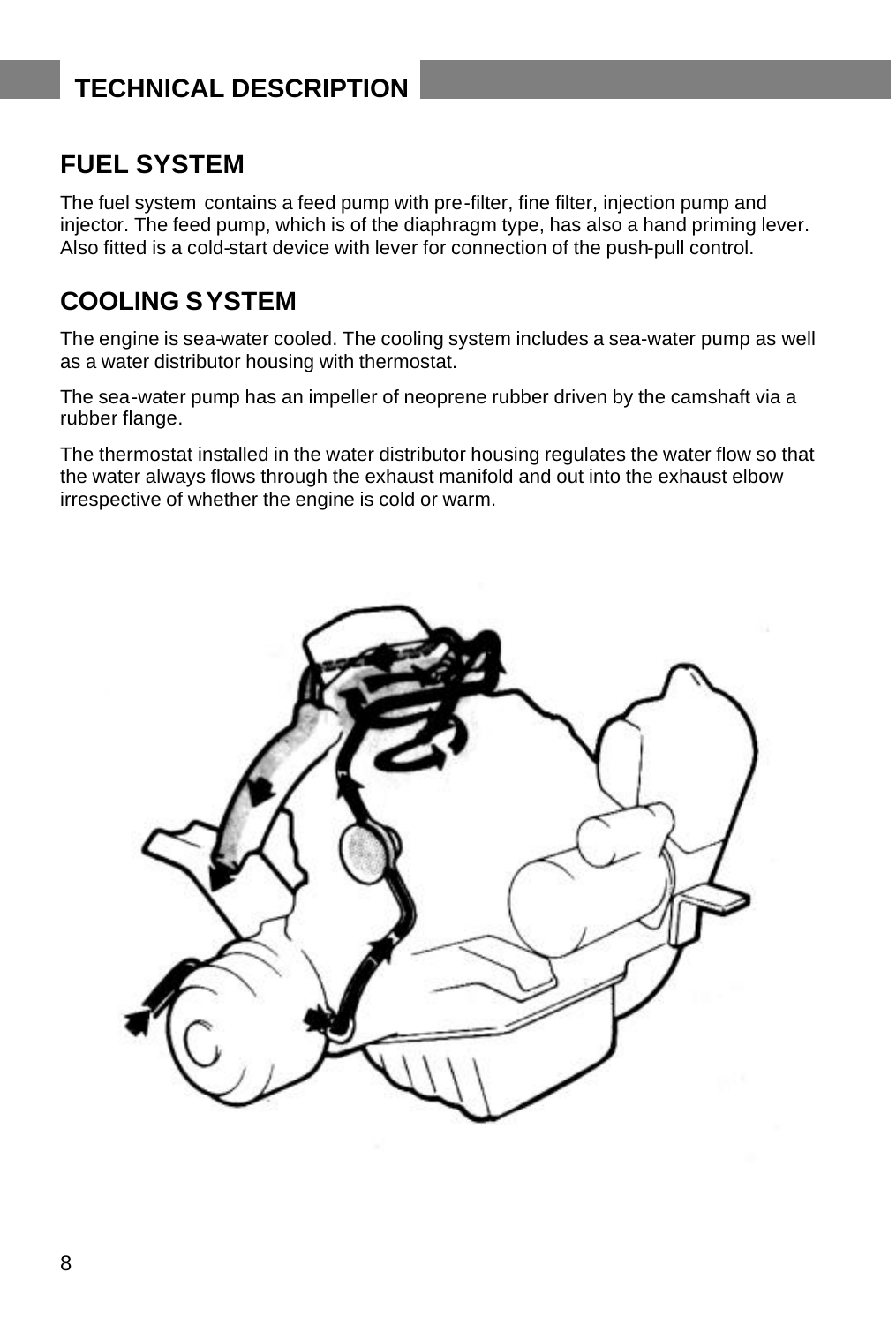# TECHNICAL DESCRIPTION

## FUEL SYSTEM

The fuel system contains a feed pump with pre-filter, fine filter, injection pump and injector. The feed pump, which is of the diaphragm type, has also a hand priming lever. Also fitted is a cold-start device with lever for connection of the push-pull control.

## COOLING SYSTEM

The engine is sea-water cooled. The cooling system includes a sea-water pump as well as a water distributor housing with thermostat.

The sea-water pump has an impeller of neoprene rubber driven by the camshaft via a rubber flange.

The thermostat installed in the water distributor housing regulates the water flow so that the water always flows through the exhaust manifold and out into the exhaust elbow irrespective of whether the engine is cold or warm.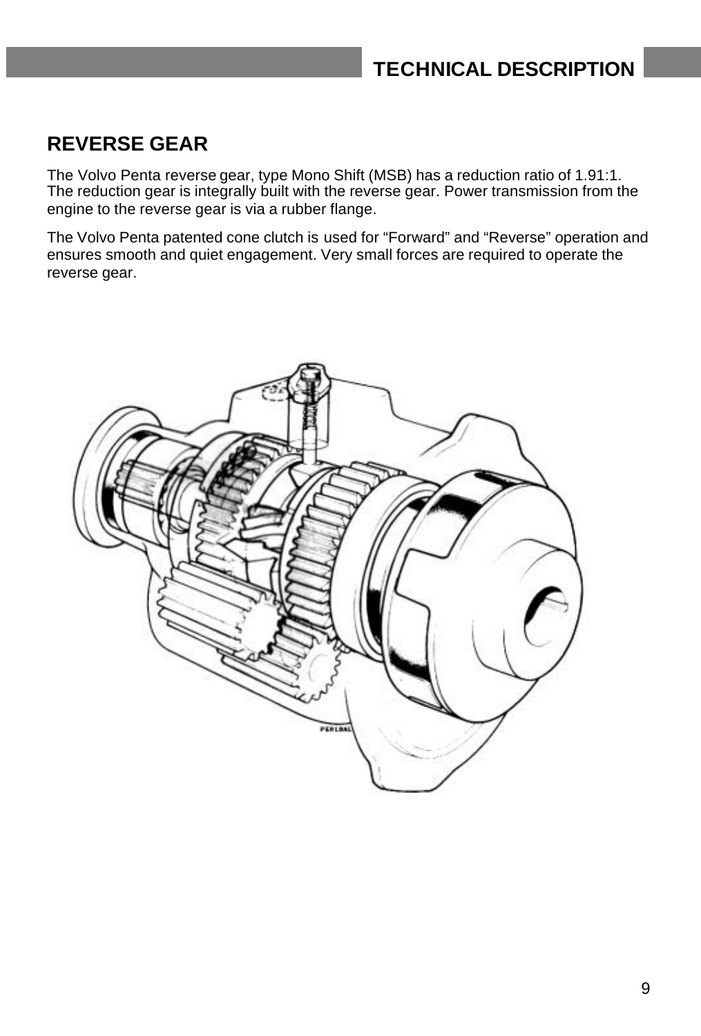## REVERSE GEAR

The Volvo Penta reverse gear, type Mono Shift (MSB) has a reduction ratio of 1.91:1. The reduction gear is integrally built with the reverse gear. Power transmission from the engine to the reverse gear is via a rubber flange.

The Volvo Penta patented cone clutch is used for “Forward” and “Reverse” operation and ensures smooth and quiet engagement. Very small forces are required to operate the reverse gear.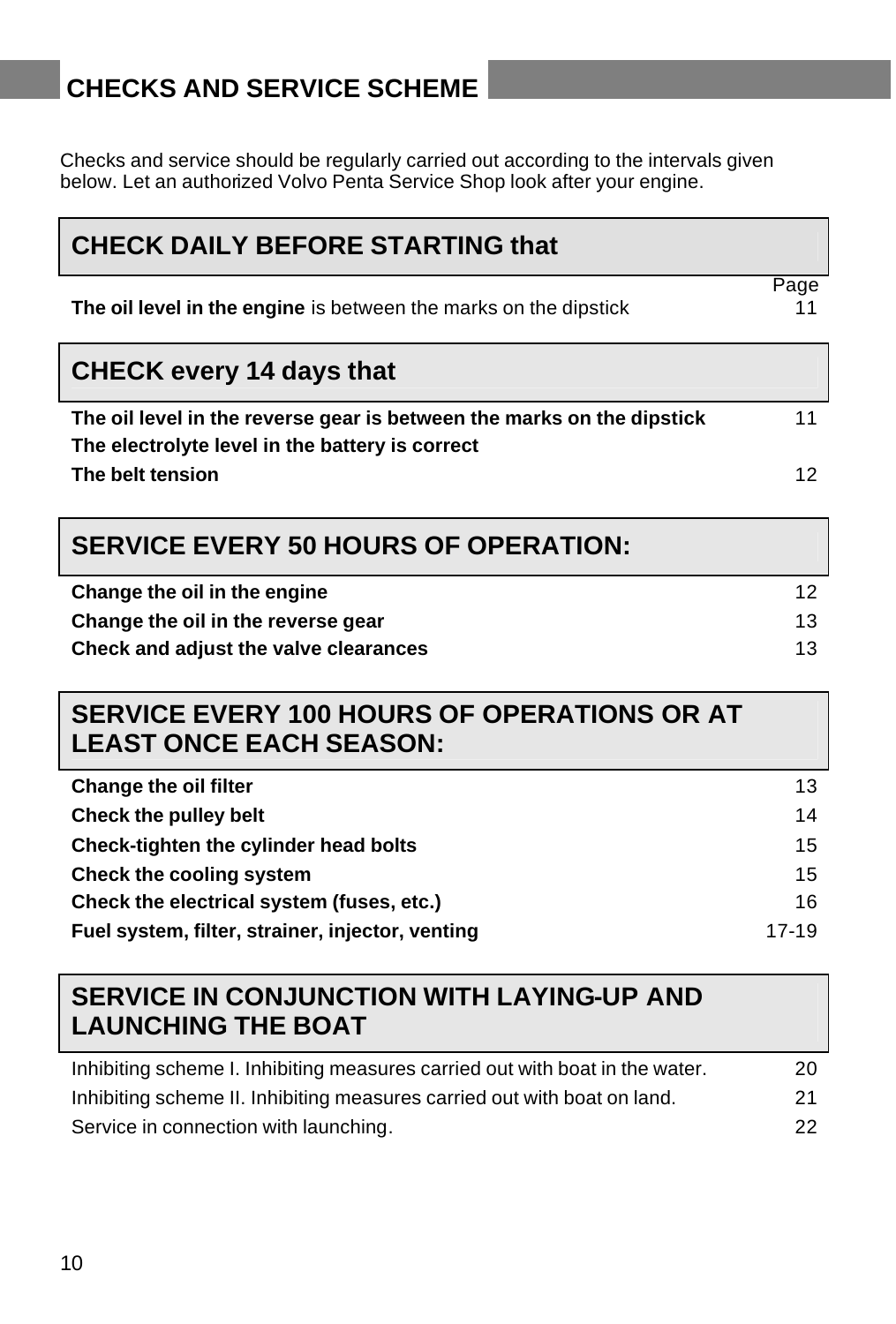# CHECKS AND SERVICE SCHEME

Checks and service should be regularly carried out according to the intervals given below. Let an authorized Volvo Penta Service Shop look after your engine.

| CHECK DAILY BEFORE STARTING that | Page |
|---|---|
| **The oil level in the engine** is between the marks on the dipstick | 11 |

| CHECK every 14 days that | |
|---|---|
| **The oil level in the reverse gear is between the marks on the dipstick** | 11 |
| **The electrolyte level in the battery is correct** | |
| **The belt tension** | 12 |

| SERVICE EVERY 50 HOURS OF OPERATION: | |
|---|---|
| **Change the oil in the engine** | 12 |
| **Change the oil in the reverse gear** | 13 |
| **Check and adjust the valve clearances** | 13 |

| SERVICE EVERY 100 HOURS OF OPERATIONS OR AT LEAST ONCE EACH SEASON: | |
|---|---|
| **Change the oil filter** | 13 |
| **Check the pulley belt** | 14 |
| **Check-tighten the cylinder head bolts** | 15 |
| **Check the cooling system** | 15 |
| **Check the electrical system (fuses, etc.)** | 16 |
| **Fuel system, filter, strainer, injector, venting** | 17-19 |

| SERVICE IN CONJUNCTION WITH LAYING-UP AND LAUNCHING THE BOAT | |
|---|---|
| Inhibiting scheme I. Inhibiting measures carried out with boat in the water. | 20 |
| Inhibiting scheme II. Inhibiting measures carried out with boat on land. | 21 |
| Service in connection with launching. | 22 |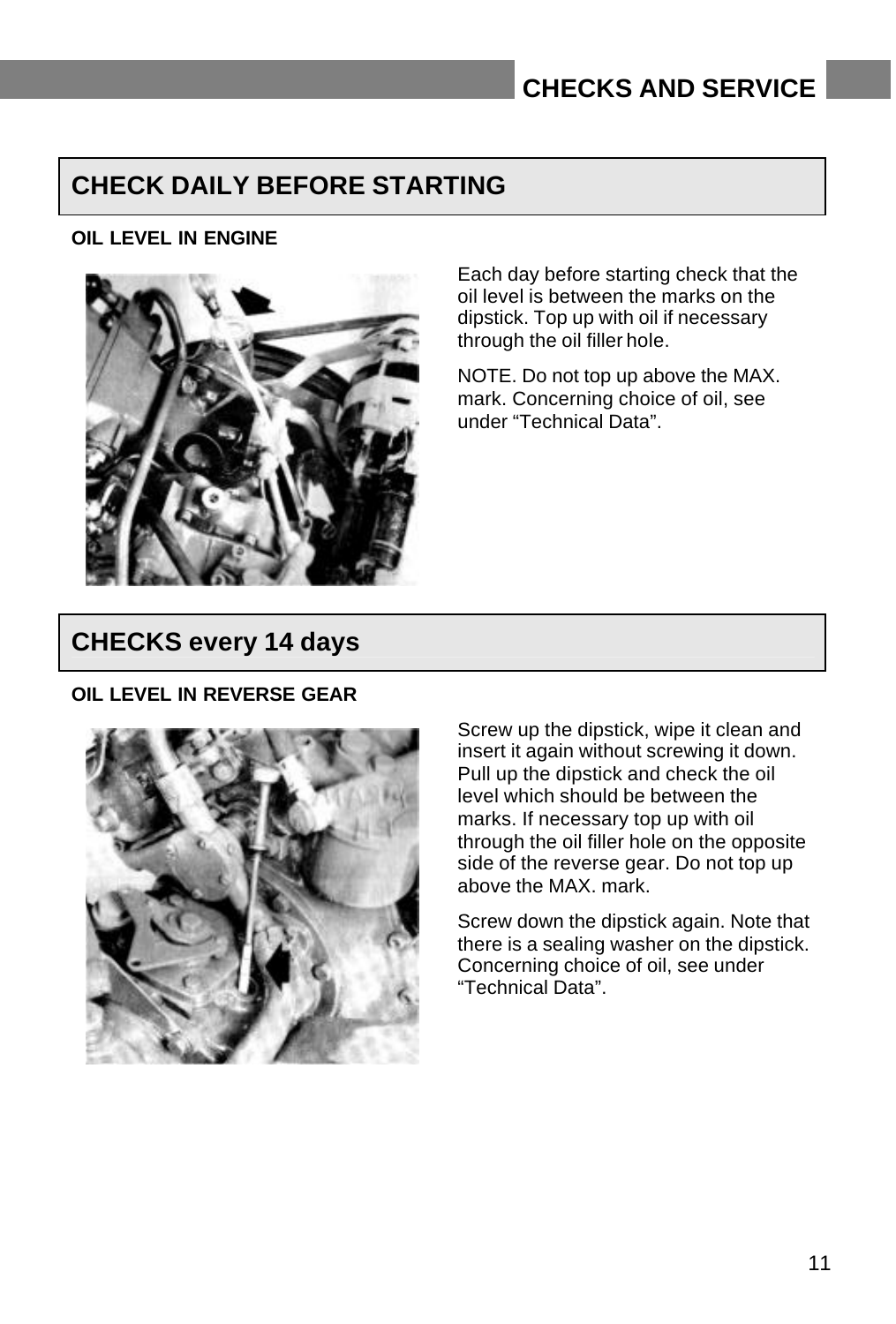## CHECK DAILY BEFORE STARTING

**OIL LEVEL IN ENGINE**

Each day before starting check that the oil level is between the marks on the dipstick. Top up with oil if necessary through the oil filler hole.

NOTE. Do not top up above the MAX. mark. Concerning choice of oil, see under "Technical Data".

## CHECKS every 14 days

**OIL LEVEL IN REVERSE GEAR**

Screw up the dipstick, wipe it clean and insert it again without screwing it down. Pull up the dipstick and check the oil level which should be between the marks. If necessary top up with oil through the oil filler hole on the opposite side of the reverse gear. Do not top up above the MAX. mark.

Screw down the dipstick again. Note that there is a sealing washer on the dipstick. Concerning choice of oil, see under "Technical Data".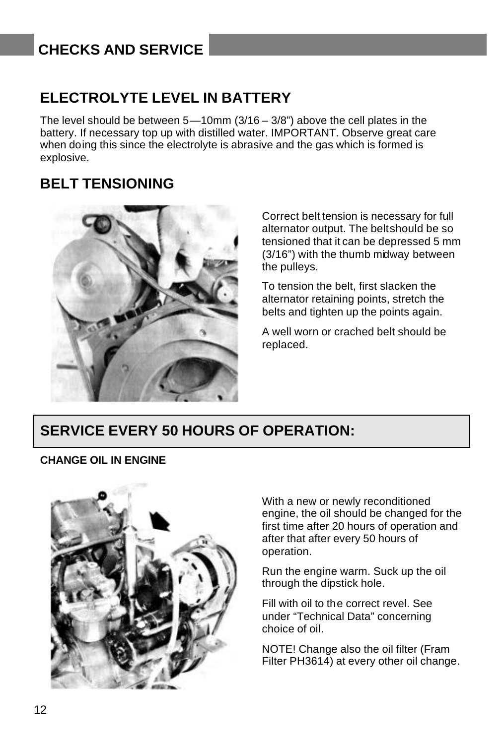# CHECKS AND SERVICE

## ELECTROLYTE LEVEL IN BATTERY

The level should be between 5—10mm (3/16 – 3/8") above the cell plates in the battery. If necessary top up with distilled water. IMPORTANT. Observe great care when doing this since the electrolyte is abrasive and the gas which is formed is explosive.

## BELT TENSIONING

Correct belt tension is necessary for full alternator output. The beltshould be so tensioned that it can be depressed 5 mm (3/16") with the thumb midway between the pulleys.

To tension the belt, first slacken the alternator retaining points, stretch the belts and tighten up the points again.

A well worn or crached belt should be replaced.

## SERVICE EVERY 50 HOURS OF OPERATION:

**CHANGE OIL IN ENGINE**

With a new or newly reconditioned engine, the oil should be changed for the first time after 20 hours of operation and after that after every 50 hours of operation.

Run the engine warm. Suck up the oil through the dipstick hole.

Fill with oil to the correct revel. See under "Technical Data" concerning choice of oil.

NOTE! Change also the oil filter (Fram Filter PH3614) at every other oil change.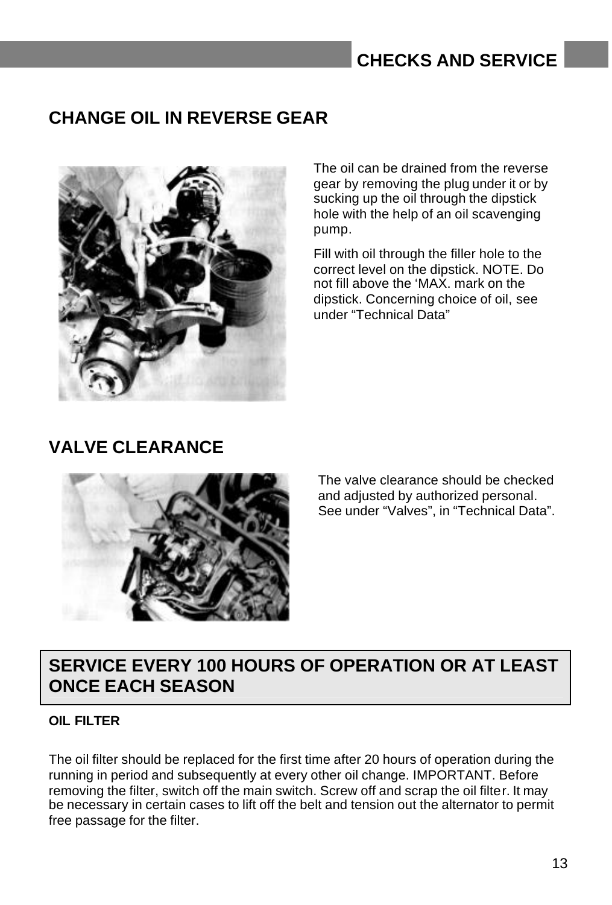## CHANGE OIL IN REVERSE GEAR

The oil can be drained from the reverse gear by removing the plug under it or by sucking up the oil through the dipstick hole with the help of an oil scavenging pump.

Fill with oil through the filler hole to the correct level on the dipstick. NOTE. Do not fill above the 'MAX. mark on the dipstick. Concerning choice of oil, see under "Technical Data"

## VALVE CLEARANCE

The valve clearance should be checked and adjusted by authorized personal. See under "Valves", in "Technical Data".

## SERVICE EVERY 100 HOURS OF OPERATION OR AT LEAST ONCE EACH SEASON

**OIL FILTER**

The oil filter should be replaced for the first time after 20 hours of operation during the running in period and subsequently at every other oil change. IMPORTANT. Before removing the filter, switch off the main switch. Screw off and scrap the oil filter. It may be necessary in certain cases to lift off the belt and tension out the alternator to permit free passage for the filter.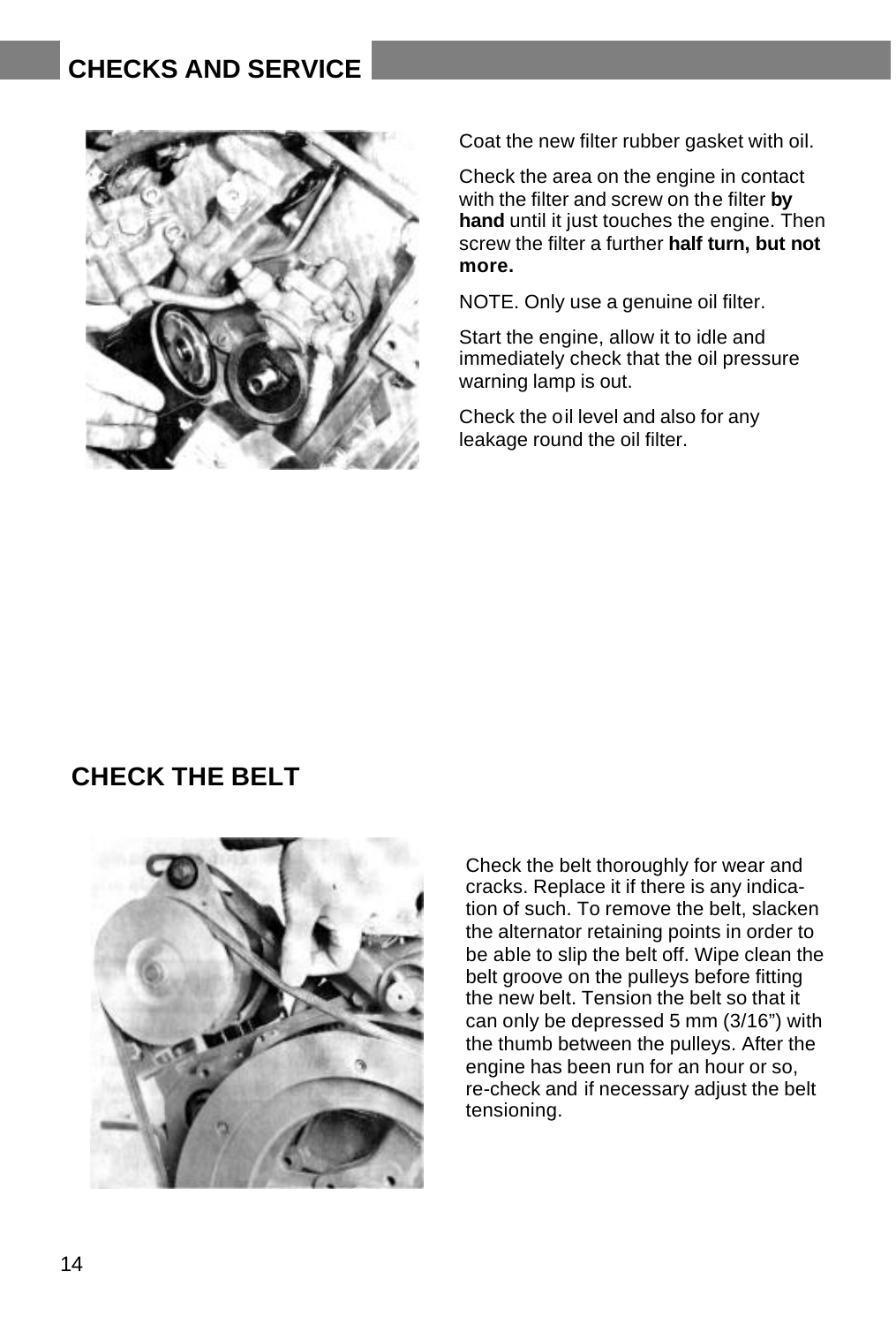## CHECKS AND SERVICE

Coat the new filter rubber gasket with oil.

Check the area on the engine in contact with the filter and screw on the filter **by hand** until it just touches the engine. Then screw the filter a further **half turn, but not more.**

NOTE. Only use a genuine oil filter.

Start the engine, allow it to idle and immediately check that the oil pressure warning lamp is out.

Check the oil level and also for any leakage round the oil filter.

## CHECK THE BELT

Check the belt thoroughly for wear and cracks. Replace it if there is any indication of such. To remove the belt, slacken the alternator retaining points in order to be able to slip the belt off. Wipe clean the belt groove on the pulleys before fitting the new belt. Tension the belt so that it can only be depressed 5 mm (3/16") with the thumb between the pulleys. After the engine has been run for an hour or so, re-check and if necessary adjust the belt tensioning.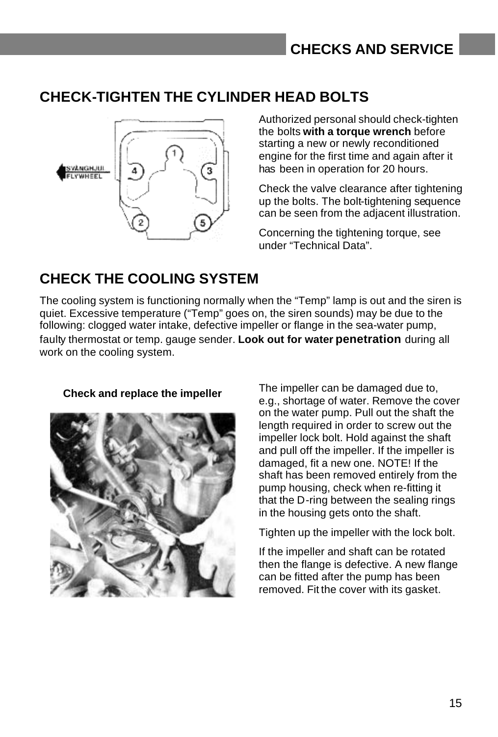## CHECK-TIGHTEN THE CYLINDER HEAD BOLTS

Authorized personal should check-tighten the bolts **with a torque wrench** before starting a new or newly reconditioned engine for the first time and again after it has been in operation for 20 hours.

Check the valve clearance after tightening up the bolts. The bolt-tightening sequence can be seen from the adjacent illustration.

Concerning the tightening torque, see under "Technical Data".

## CHECK THE COOLING SYSTEM

The cooling system is functioning normally when the "Temp" lamp is out and the siren is quiet. Excessive temperature ("Temp" goes on, the siren sounds) may be due to the following: clogged water intake, defective impeller or flange in the sea-water pump, faulty thermostat or temp. gauge sender. **Look out for water penetration** during all work on the cooling system.

**Check and replace the impeller**

The impeller can be damaged due to, e.g., shortage of water. Remove the cover on the water pump. Pull out the shaft the length required in order to screw out the impeller lock bolt. Hold against the shaft and pull off the impeller. If the impeller is damaged, fit a new one. NOTE! If the shaft has been removed entirely from the pump housing, check when re-fitting it that the D-ring between the sealing rings in the housing gets onto the shaft.

Tighten up the impeller with the lock bolt.

If the impeller and shaft can be rotated then the flange is defective. A new flange can be fitted after the pump has been removed. Fit the cover with its gasket.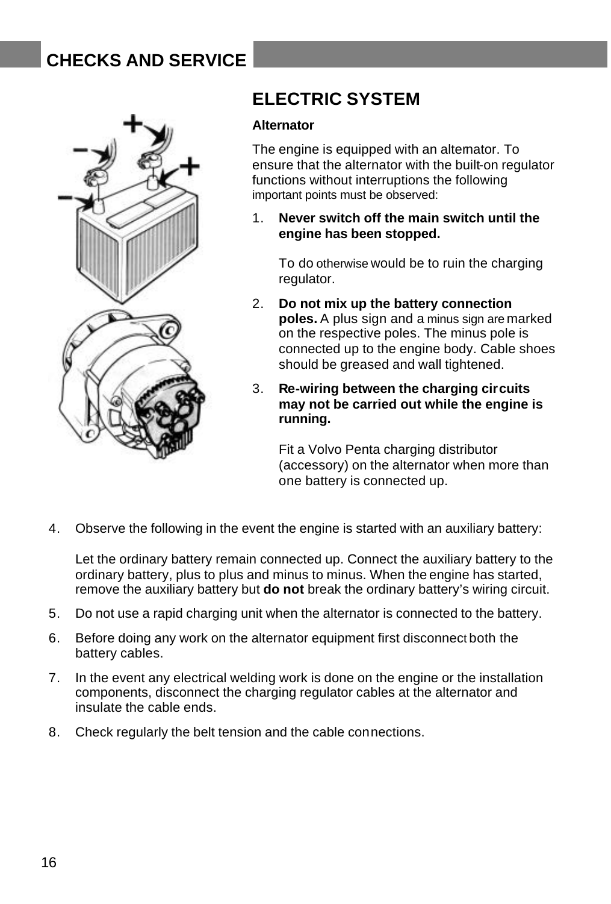## CHECKS AND SERVICE

# ELECTRIC SYSTEM

**Alternator**

The engine is equipped with an alternator. To ensure that the alternator with the built-on regulator functions without interruptions the following important points must be observed:

1. **Never switch off the main switch until the engine has been stopped.**

   To do otherwise would be to ruin the charging regulator.

2. **Do not mix up the battery connection poles.** A plus sign and a minus sign are marked on the respective poles. The minus pole is connected up to the engine body. Cable shoes should be greased and wall tightened.

3. **Re-wiring between the charging circuits may not be carried out while the engine is running.**

   Fit a Volvo Penta charging distributor (accessory) on the alternator when more than one battery is connected up.

4. Observe the following in the event the engine is started with an auxiliary battery:

   Let the ordinary battery remain connected up. Connect the auxiliary battery to the ordinary battery, plus to plus and minus to minus. When the engine has started, remove the auxiliary battery but **do not** break the ordinary battery's wiring circuit.

5. Do not use a rapid charging unit when the alternator is connected to the battery.

6. Before doing any work on the alternator equipment first disconnect both the battery cables.

7. In the event any electrical welding work is done on the engine or the installation components, disconnect the charging regulator cables at the alternator and insulate the cable ends.

8. Check regularly the belt tension and the cable connections.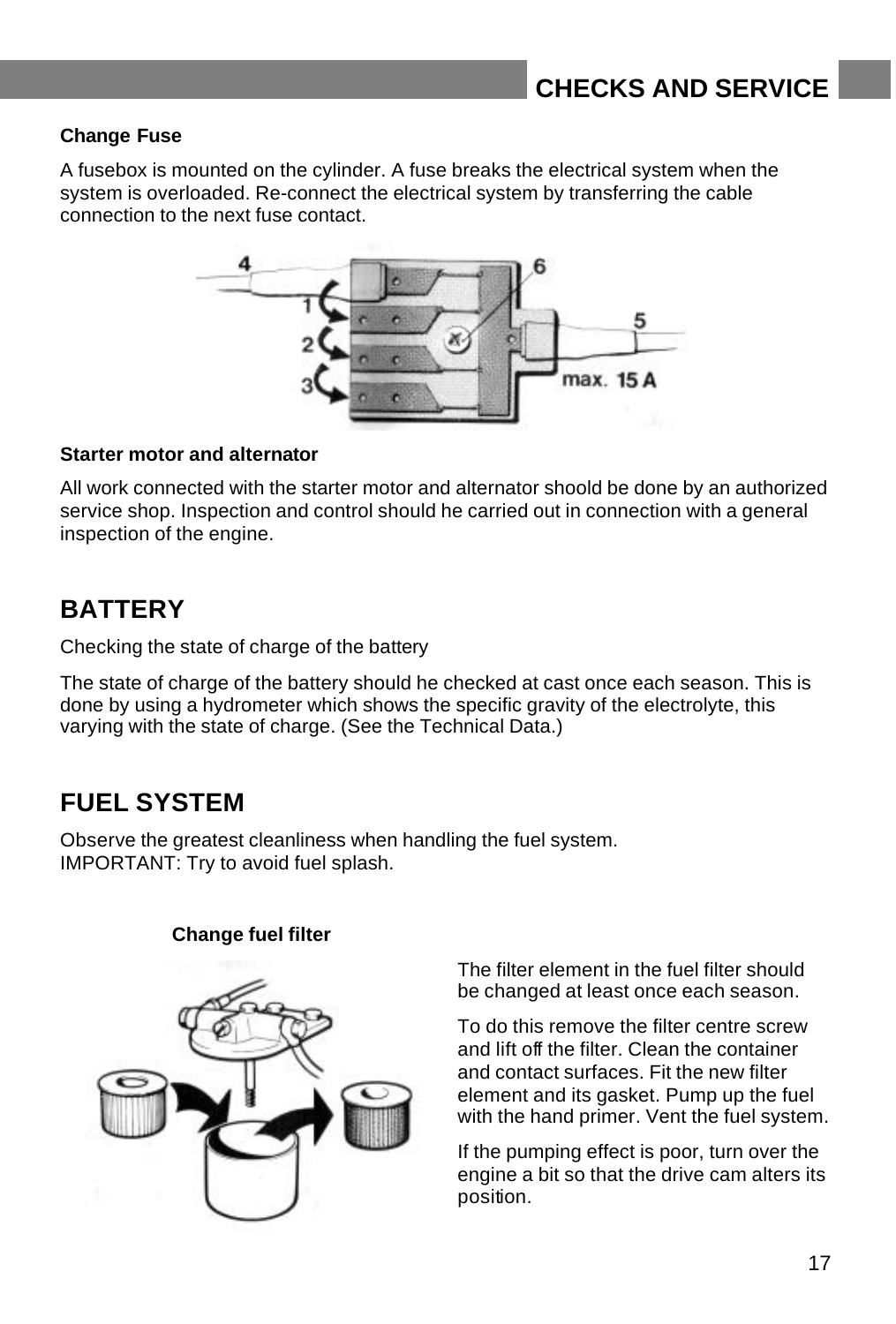**Change Fuse**

A fusebox is mounted on the cylinder. A fuse breaks the electrical system when the system is overloaded. Re-connect the electrical system by transferring the cable connection to the next fuse contact.

**Starter motor and alternator**

All work connected with the starter motor and alternator shoold be done by an authorized service shop. Inspection and control should he carried out in connection with a general inspection of the engine.

## BATTERY

Checking the state of charge of the battery

The state of charge of the battery should he checked at cast once each season. This is done by using a hydrometer which shows the specific gravity of the electrolyte, this varying with the state of charge. (See the Technical Data.)

## FUEL SYSTEM

Observe the greatest cleanliness when handling the fuel system.
IMPORTANT: Try to avoid fuel splash.

**Change fuel filter**

The filter element in the fuel filter should be changed at least once each season.

To do this remove the filter centre screw and lift off the filter. Clean the container and contact surfaces. Fit the new filter element and its gasket. Pump up the fuel with the hand primer. Vent the fuel system.

If the pumping effect is poor, turn over the engine a bit so that the drive cam alters its position.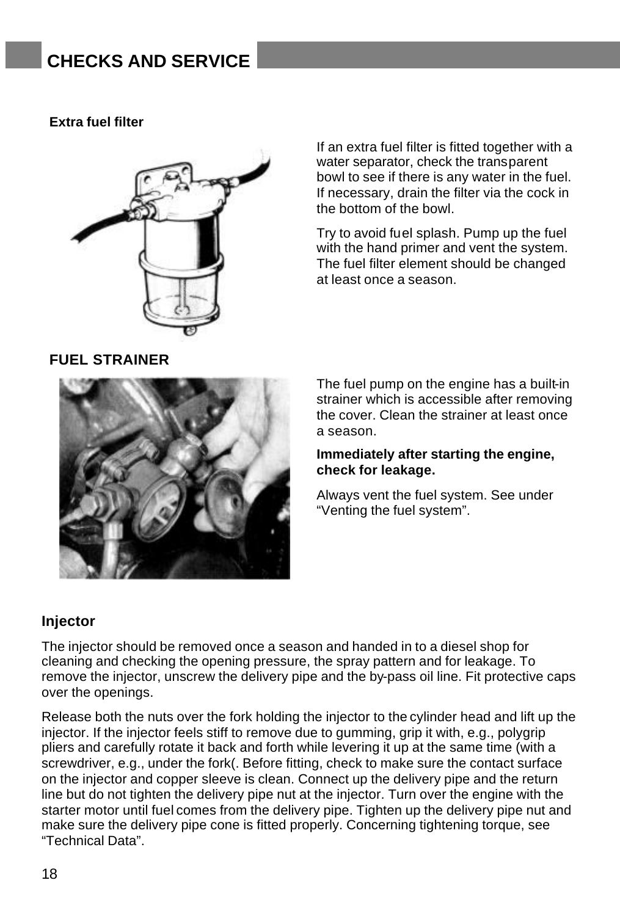# CHECKS AND SERVICE

### Extra fuel filter

If an extra fuel filter is fitted together with a water separator, check the transparent bowl to see if there is any water in the fuel. If necessary, drain the filter via the cock in the bottom of the bowl.

Try to avoid fuel splash. Pump up the fuel with the hand primer and vent the system. The fuel filter element should be changed at least once a season.

### FUEL STRAINER

The fuel pump on the engine has a built-in strainer which is accessible after removing the cover. Clean the strainer at least once a season.

**Immediately after starting the engine, check for leakage.**

Always vent the fuel system. See under "Venting the fuel system".

### Injector

The injector should be removed once a season and handed in to a diesel shop for cleaning and checking the opening pressure, the spray pattern and for leakage. To remove the injector, unscrew the delivery pipe and the by-pass oil line. Fit protective caps over the openings.

Release both the nuts over the fork holding the injector to the cylinder head and lift up the injector. If the injector feels stiff to remove due to gumming, grip it with, e.g., polygrip pliers and carefully rotate it back and forth while levering it up at the same time (with a screwdriver, e.g., under the fork(. Before fitting, check to make sure the contact surface on the injector and copper sleeve is clean. Connect up the delivery pipe and the return line but do not tighten the delivery pipe nut at the injector. Turn over the engine with the starter motor until fuel comes from the delivery pipe. Tighten up the delivery pipe nut and make sure the delivery pipe cone is fitted properly. Concerning tightening torque, see "Technical Data".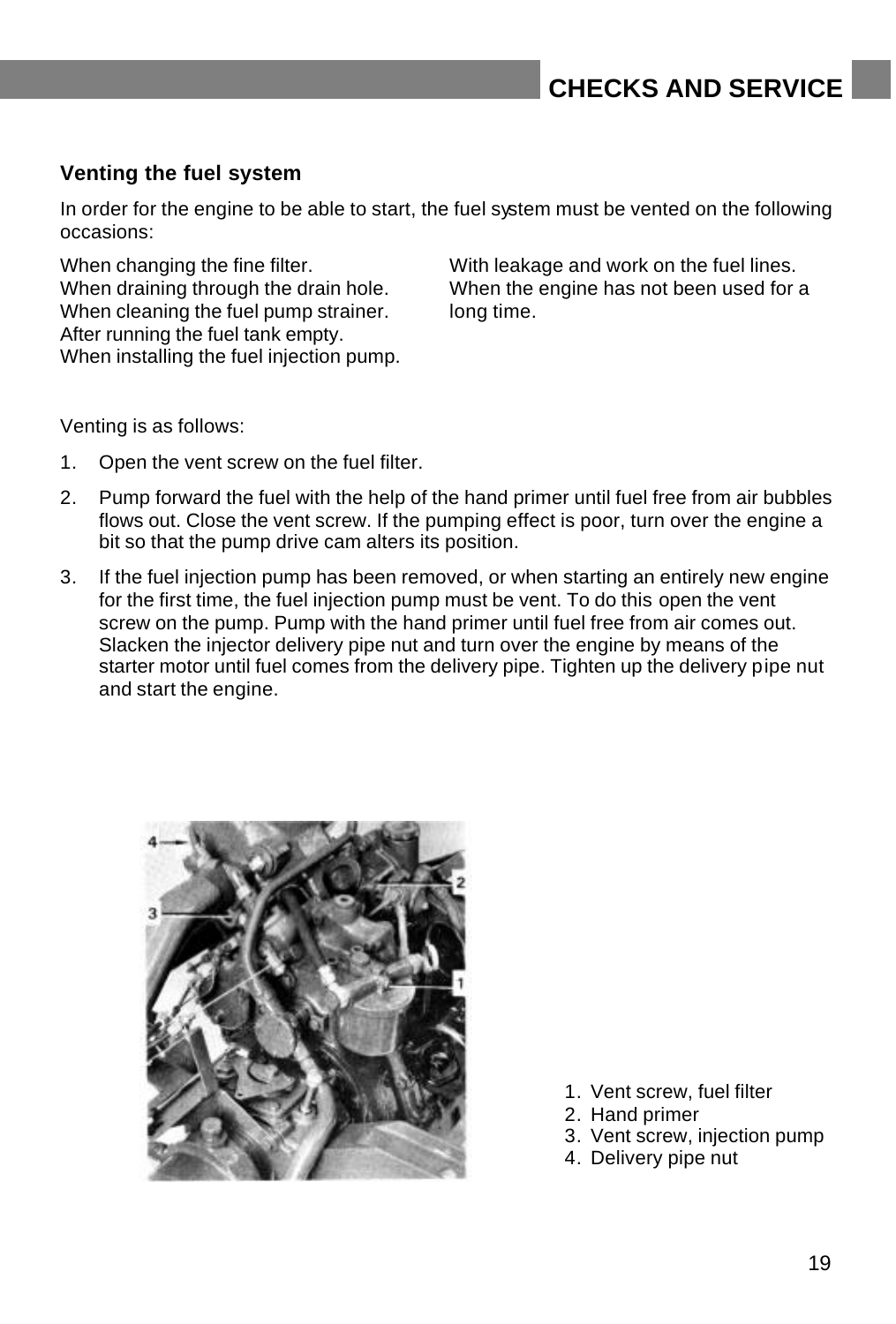## Venting the fuel system

In order for the engine to be able to start, the fuel system must be vented on the following occasions:

When changing the fine filter.
When draining through the drain hole.
When cleaning the fuel pump strainer.
After running the fuel tank empty.
When installing the fuel injection pump.
With leakage and work on the fuel lines.
When the engine has not been used for a long time.

Venting is as follows:

1. Open the vent screw on the fuel filter.
2. Pump forward the fuel with the help of the hand primer until fuel free from air bubbles flows out. Close the vent screw. If the pumping effect is poor, turn over the engine a bit so that the pump drive cam alters its position.
3. If the fuel injection pump has been removed, or when starting an entirely new engine for the first time, the fuel injection pump must be vent. To do this open the vent screw on the pump. Pump with the hand primer until fuel free from air comes out. Slacken the injector delivery pipe nut and turn over the engine by means of the starter motor until fuel comes from the delivery pipe. Tighten up the delivery pipe nut and start the engine.

1. Vent screw, fuel filter
2. Hand primer
3. Vent screw, injection pump
4. Delivery pipe nut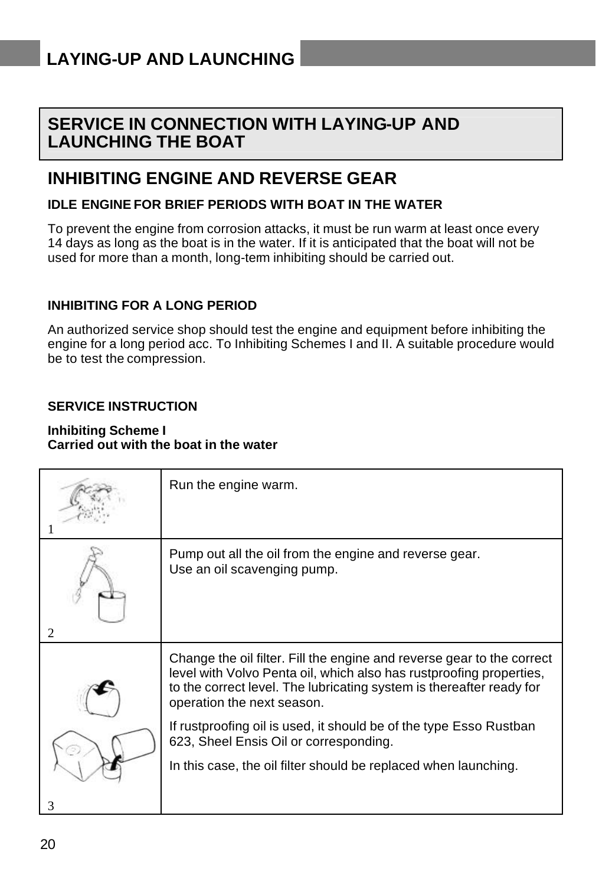# LAYING-UP AND LAUNCHING

## SERVICE IN CONNECTION WITH LAYING-UP AND LAUNCHING THE BOAT

## INHIBITING ENGINE AND REVERSE GEAR

### IDLE ENGINE FOR BRIEF PERIODS WITH BOAT IN THE WATER

To prevent the engine from corrosion attacks, it must be run warm at least once every 14 days as long as the boat is in the water. If it is anticipated that the boat will not be used for more than a month, long-term inhibiting should be carried out.

### INHIBITING FOR A LONG PERIOD

An authorized service shop should test the engine and equipment before inhibiting the engine for a long period acc. To Inhibiting Schemes I and II. A suitable procedure would be to test the compression.

### SERVICE INSTRUCTION

**Inhibiting Scheme I**
**Carried out with the boat in the water**

| | |
|---|---|
| 1 | Run the engine warm. |
| 2 | Pump out all the oil from the engine and reverse gear.<br>Use an oil scavenging pump. |
| 3 | Change the oil filter. Fill the engine and reverse gear to the correct level with Volvo Penta oil, which also has rustproofing properties, to the correct level. The lubricating system is thereafter ready for operation the next season.<br><br>If rustproofing oil is used, it should be of the type Esso Rustban 623, Sheel Ensis Oil or corresponding.<br><br>In this case, the oil filter should be replaced when launching. |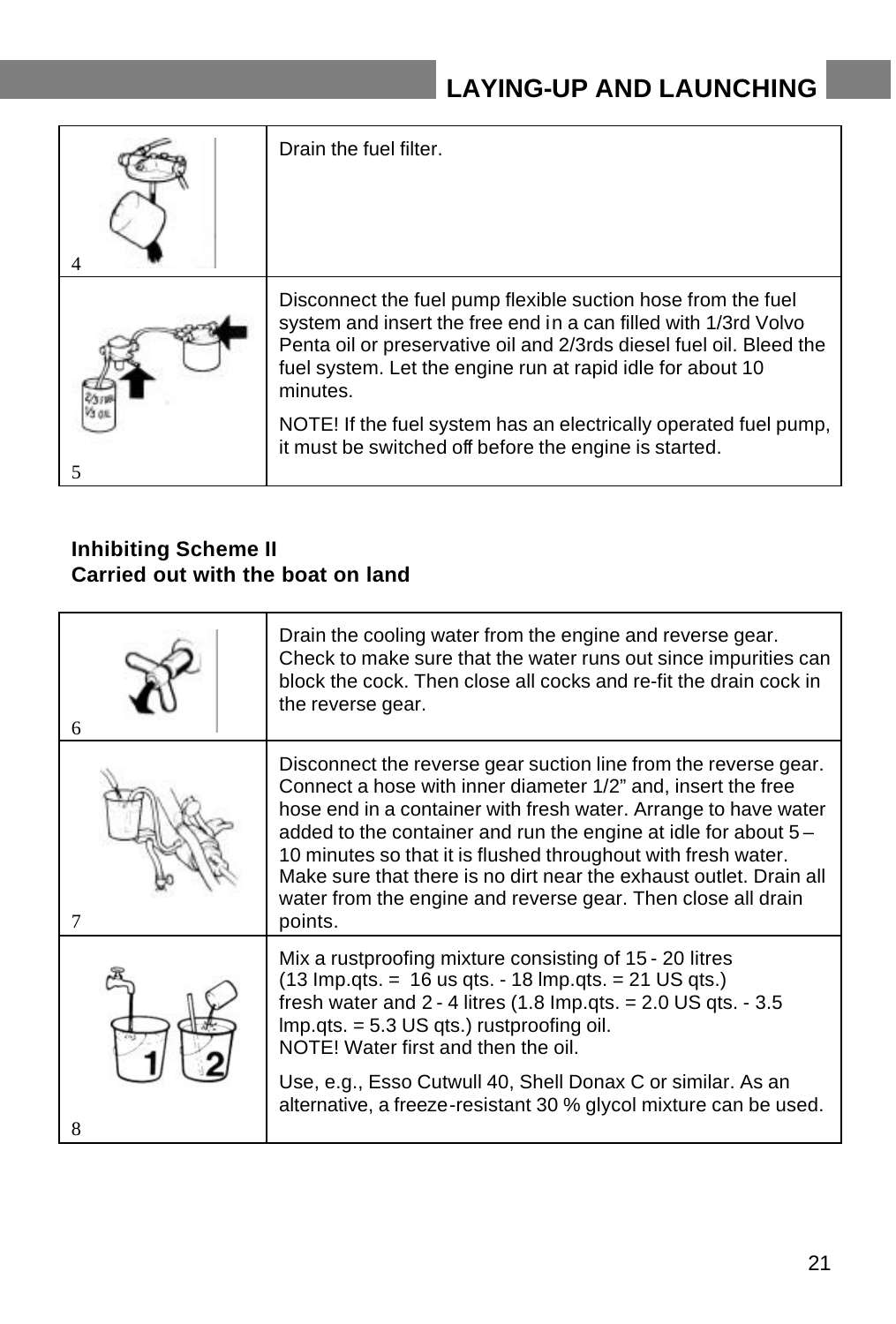## LAYING-UP AND LAUNCHING

| | |
|---|---|
| 4 | Drain the fuel filter. |
| 5 | Disconnect the fuel pump flexible suction hose from the fuel system and insert the free end in a can filled with 1/3rd Volvo Penta oil or preservative oil and 2/3rds diesel fuel oil. Bleed the fuel system. Let the engine run at rapid idle for about 10 minutes.<br><br>NOTE! If the fuel system has an electrically operated fuel pump, it must be switched off before the engine is started. |

**Inhibiting Scheme II**
**Carried out with the boat on land**

| | |
|---|---|
| 6 | Drain the cooling water from the engine and reverse gear. Check to make sure that the water runs out since impurities can block the cock. Then close all cocks and re-fit the drain cock in the reverse gear. |
| 7 | Disconnect the reverse gear suction line from the reverse gear. Connect a hose with inner diameter 1/2" and, insert the free hose end in a container with fresh water. Arrange to have water added to the container and run the engine at idle for about 5 – 10 minutes so that it is flushed throughout with fresh water. Make sure that there is no dirt near the exhaust outlet. Drain all water from the engine and reverse gear. Then close all drain points. |
| 8 | Mix a rustproofing mixture consisting of 15 - 20 litres<br>(13 Imp.qts. = 16 us qts. - 18 Imp.qts. = 21 US qts.)<br>fresh water and 2 - 4 litres (1.8 Imp.qts. = 2.0 US qts. - 3.5 Imp.qts. = 5.3 US qts.) rustproofing oil.<br>NOTE! Water first and then the oil.<br><br>Use, e.g., Esso Cutwull 40, Shell Donax C or similar. As an alternative, a freeze-resistant 30 % glycol mixture can be used. |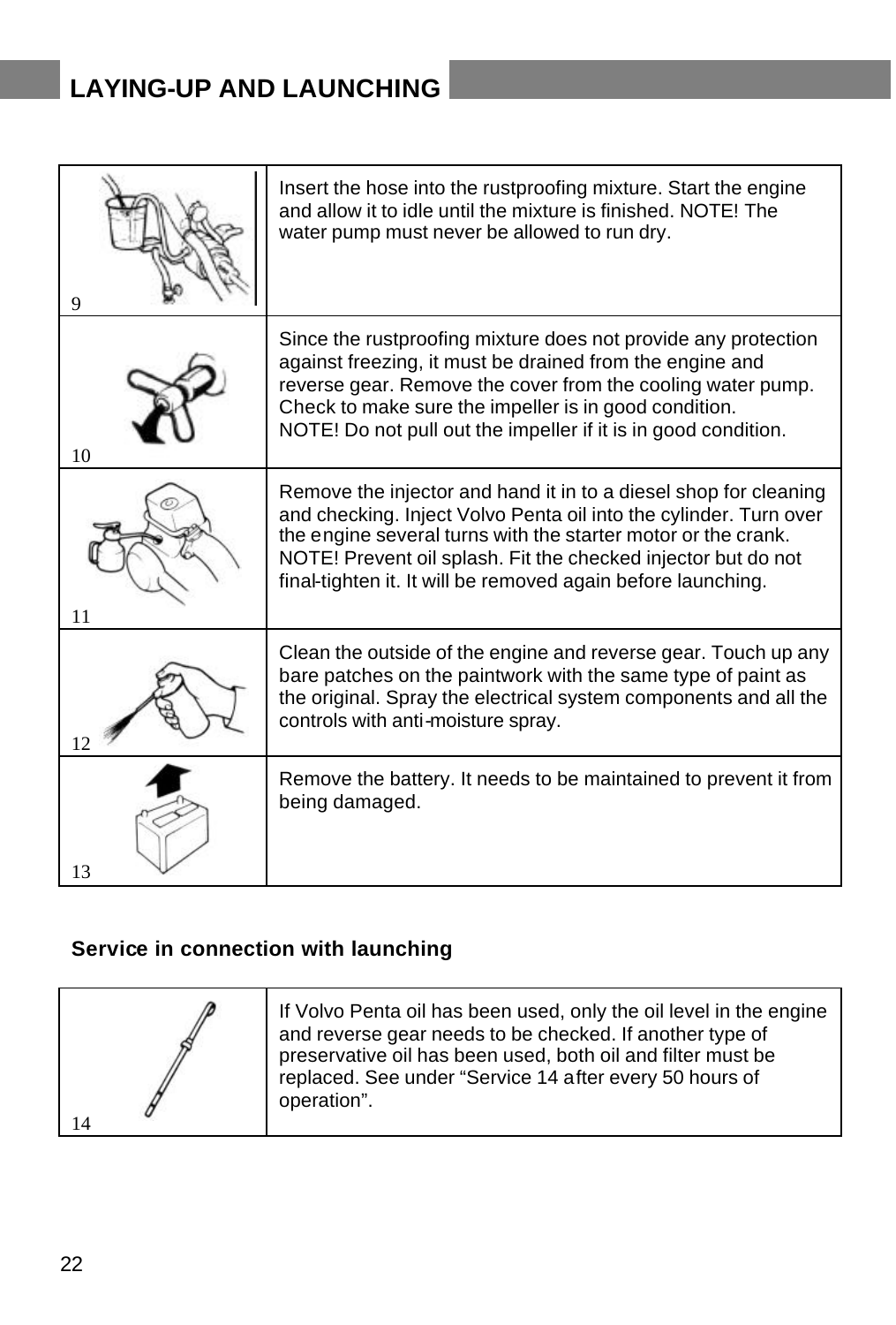## LAYING-UP AND LAUNCHING

| | |
|---|---|
| 9 | Insert the hose into the rustproofing mixture. Start the engine and allow it to idle until the mixture is finished. NOTE! The water pump must never be allowed to run dry. |
| 10 | Since the rustproofing mixture does not provide any protection against freezing, it must be drained from the engine and reverse gear. Remove the cover from the cooling water pump. Check to make sure the impeller is in good condition.<br>NOTE! Do not pull out the impeller if it is in good condition. |
| 11 | Remove the injector and hand it in to a diesel shop for cleaning and checking. Inject Volvo Penta oil into the cylinder. Turn over the engine several turns with the starter motor or the crank. NOTE! Prevent oil splash. Fit the checked injector but do not final-tighten it. It will be removed again before launching. |
| 12 | Clean the outside of the engine and reverse gear. Touch up any bare patches on the paintwork with the same type of paint as the original. Spray the electrical system components and all the controls with anti-moisture spray. |
| 13 | Remove the battery. It needs to be maintained to prevent it from being damaged. |

### Service in connection with launching

| | |
|---|---|
| 14 | If Volvo Penta oil has been used, only the oil level in the engine and reverse gear needs to be checked. If another type of preservative oil has been used, both oil and filter must be replaced. See under “Service 14 after every 50 hours of operation”. |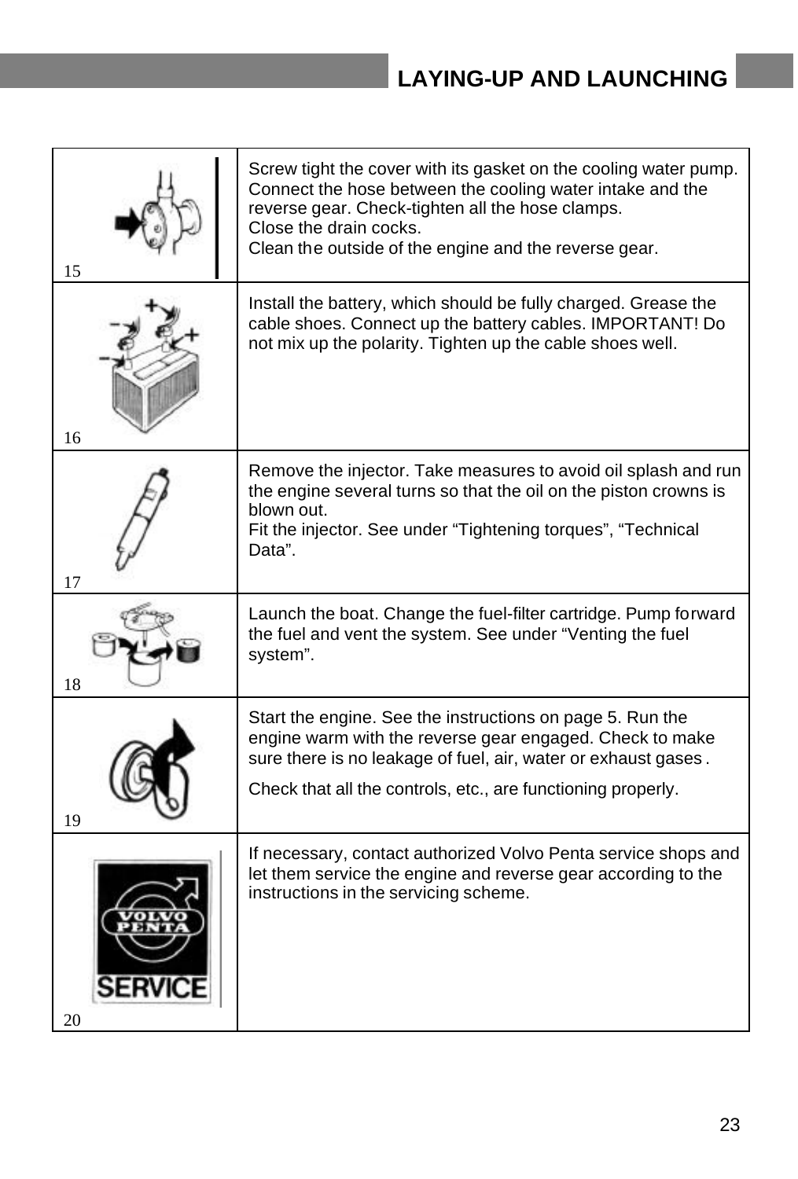# LAYING-UP AND LAUNCHING

| | |
|---|---|
| 15 | Screw tight the cover with its gasket on the cooling water pump. Connect the hose between the cooling water intake and the reverse gear. Check-tighten all the hose clamps.<br>Close the drain cocks.<br>Clean the outside of the engine and the reverse gear. |
| 16 | Install the battery, which should be fully charged. Grease the cable shoes. Connect up the battery cables. IMPORTANT! Do not mix up the polarity. Tighten up the cable shoes well. |
| 17 | Remove the injector. Take measures to avoid oil splash and run the engine several turns so that the oil on the piston crowns is blown out.<br>Fit the injector. See under “Tightening torques”, “Technical Data”. |
| 18 | Launch the boat. Change the fuel-filter cartridge. Pump forward the fuel and vent the system. See under “Venting the fuel system”. |
| 19 | Start the engine. See the instructions on page 5. Run the engine warm with the reverse gear engaged. Check to make sure there is no leakage of fuel, air, water or exhaust gases.<br><br>Check that all the controls, etc., are functioning properly. |
| 20 | If necessary, contact authorized Volvo Penta service shops and let them service the engine and reverse gear according to the instructions in the servicing scheme. |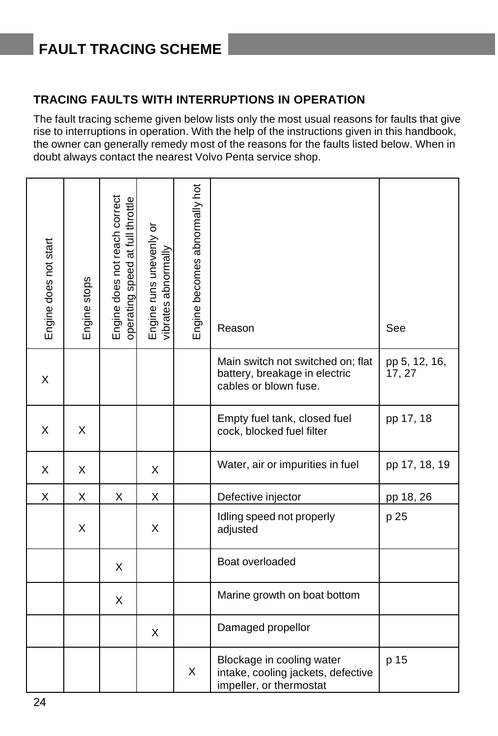# FAULT TRACING SCHEME

### TRACING FAULTS WITH INTERRUPTIONS IN OPERATION

The fault tracing scheme given below lists only the most usual reasons for faults that give rise to interruptions in operation. With the help of the instructions given in this handbook, the owner can generally remedy most of the reasons for the faults listed below. When in doubt always contact the nearest Volvo Penta service shop.

| Engine does not start | Engine stops | Engine does not reach correct operating speed at full throttle | Engine runs unevenly or vibrates abnormally | Engine becomes abnormally hot | Reason | See |
|---|---|---|---|---|---|---|
| X | | | | | Main switch not switched on; flat battery, breakage in electric cables or blown fuse. | pp 5, 12, 16, 17, 27 |
| X | X | | | | Empty fuel tank, closed fuel cock, blocked fuel filter | pp 17, 18 |
| X | X | | X | | Water, air or impurities in fuel | pp 17, 18, 19 |
| X | X | X | X | | Defective injector | pp 18, 26 |
| | X | | X | | Idling speed not properly adjusted | p 25 |
| | | X | | | Boat overloaded | |
| | | X | | | Marine growth on boat bottom | |
| | | | X | | Damaged propellor | |
| | | | | X | Blockage in cooling water intake, cooling jackets, defective impeller, or thermostat | p 15 |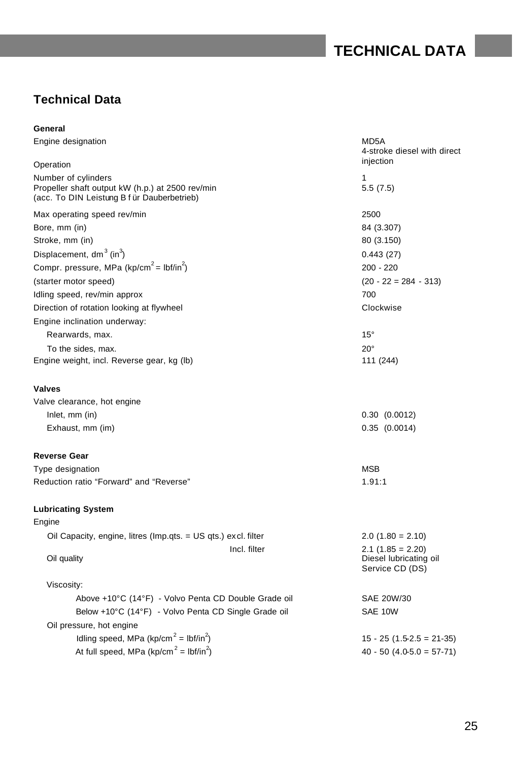## Technical Data

**General**

| | |
|---|---|
| Engine designation | MD5A |
| Operation | 4-stroke diesel with direct injection |
| Number of cylinders | 1 |
| Propeller shaft output kW (h.p.) at 2500 rev/min (acc. To DIN Leistung B für Dauberbetrieb) | 5.5 (7.5) |
| Max operating speed rev/min | 2500 |
| Bore, mm (in) | 84 (3.307) |
| Stroke, mm (in) | 80 (3.150) |
| Displacement, $dm^3$ ($in^3$) | 0.443 (27) |
| Compr. pressure, MPa ($kp/cm^2 = lbf/in^2$) | 200 - 220 |
| (starter motor speed) | (20 - 22 = 284 - 313) |
| Idling speed, rev/min approx | 700 |
| Direction of rotation looking at flywheel | Clockwise |
| Engine inclination underway: | |
| Rearwards, max. | 15° |
| To the sides, max. | 20° |
| Engine weight, incl. Reverse gear, kg (lb) | 111 (244) |

**Valves**

| | |
|---|---|
| Valve clearance, hot engine | |
| Inlet, mm (in) | 0.30 (0.0012) |
| Exhaust, mm (im) | 0.35 (0.0014) |

**Reverse Gear**

| | |
|---|---|
| Type designation | MSB |
| Reduction ratio "Forward" and "Reverse" | 1.91:1 |

**Lubricating System**

| | |
|---|---|
| Engine | |
| Oil Capacity, engine, litres (Imp.qts. = US qts.) excl. filter | 2.0 (1.80 = 2.10) |
| Incl. filter | 2.1 (1.85 = 2.20) |
| Oil quality | Diesel lubricating oil Service CD (DS) |
| Viscosity: | |
| Above +10°C (14°F) - Volvo Penta CD Double Grade oil | SAE 20W/30 |
| Below +10°C (14°F) - Volvo Penta CD Single Grade oil | SAE 10W |
| Oil pressure, hot engine | |
| Idling speed, MPa ($kp/cm^2 = lbf/in^2$) | 15 - 25 (1.5-2.5 = 21-35) |
| At full speed, MPa ($kp/cm^2 = lbf/in^2$) | 40 - 50 (4.0-5.0 = 57-71) |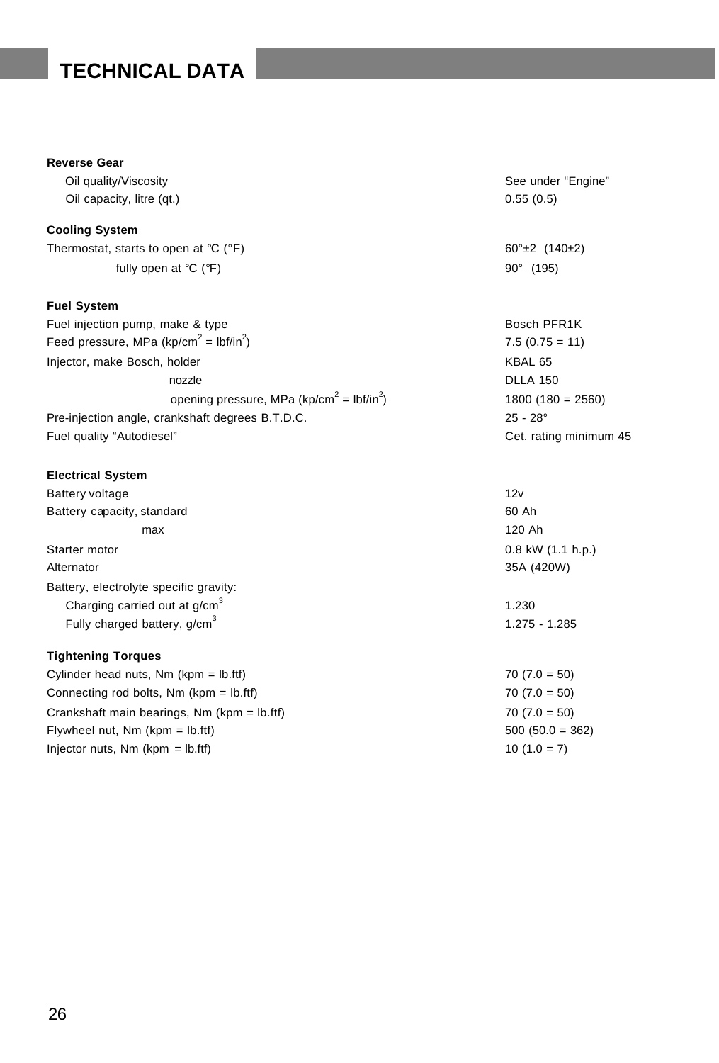# TECHNICAL DATA

**Reverse Gear**

| | |
|---|---|
| Oil quality/Viscosity | See under “Engine” |
| Oil capacity, litre (qt.) | 0.55 (0.5) |

**Cooling System**

| | |
|---|---|
| Thermostat, starts to open at ℃ (°F) | 60°±2  (140±2) |
| fully open at ℃ (℉) | 90°  (195) |

**Fuel System**

| | |
|---|---|
| Fuel injection pump, make & type | Bosch PFR1K |
| Feed pressure, MPa (kp/cm$^2$ = lbf/in$^2$) | 7.5 (0.75 = 11) |
| Injector, make Bosch, holder | KBAL 65 |
| nozzle | DLLA 150 |
| opening pressure, MPa (kp/cm$^2$ = lbf/in$^2$) | 1800 (180 = 2560) |
| Pre-injection angle, crankshaft degrees B.T.D.C. | 25 - 28° |
| Fuel quality “Autodiesel” | Cet. rating minimum 45 |

**Electrical System**

| | |
|---|---|
| Battery voltage | 12v |
| Battery capacity, standard | 60 Ah |
| max | 120 Ah |
| Starter motor | 0.8 kW (1.1 h.p.) |
| Alternator | 35A (420W) |
| Battery, electrolyte specific gravity: | |
| Charging carried out at g/cm$^3$ | 1.230 |
| Fully charged battery, g/cm$^3$ | 1.275 - 1.285 |

**Tightening Torques**

| | |
|---|---|
| Cylinder head nuts, Nm (kpm = lb.ftf) | 70 (7.0 = 50) |
| Connecting rod bolts, Nm (kpm = lb.ftf) | 70 (7.0 = 50) |
| Crankshaft main bearings, Nm (kpm = lb.ftf) | 70 (7.0 = 50) |
| Flywheel nut, Nm (kpm = lb.ftf) | 500 (50.0 = 362) |
| Injector nuts, Nm (kpm = lb.ftf) | 10 (1.0 = 7) |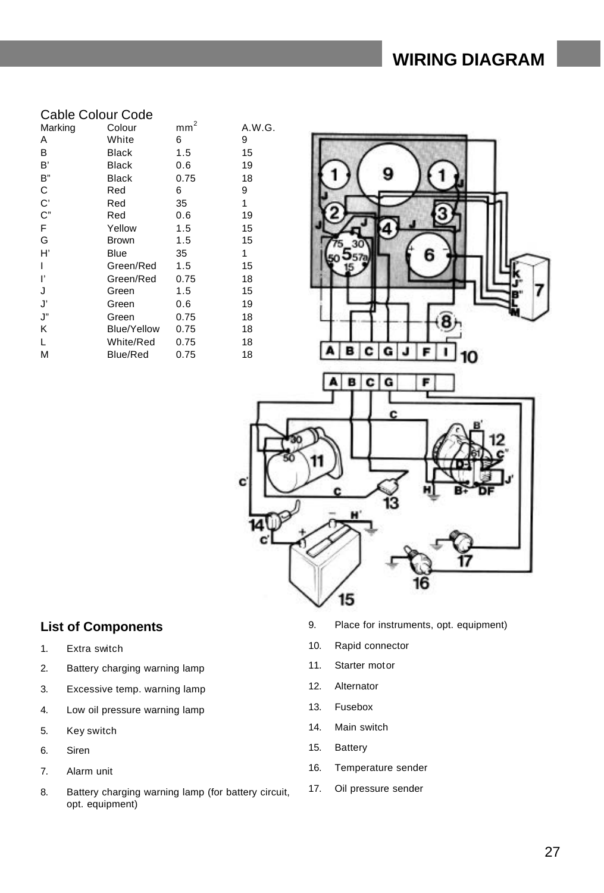# WIRING DIAGRAM

## Cable Colour Code

| Marking | Colour | $mm^2$ | A.W.G. |
|---|---|---|---|
| A | White | 6 | 9 |
| B | Black | 1.5 | 15 |
| B' | Black | 0.6 | 19 |
| B" | Black | 0.75 | 18 |
| C | Red | 6 | 9 |
| C' | Red | 35 | 1 |
| C" | Red | 0.6 | 19 |
| F | Yellow | 1.5 | 15 |
| G | Brown | 1.5 | 15 |
| H' | Blue | 35 | 1 |
| I | Green/Red | 1.5 | 15 |
| I' | Green/Red | 0.75 | 18 |
| J | Green | 1.5 | 15 |
| J' | Green | 0.6 | 19 |
| J" | Green | 0.75 | 18 |
| K | Blue/Yellow | 0.75 | 18 |
| L | White/Red | 0.75 | 18 |
| M | Blue/Red | 0.75 | 18 |

## List of Components

1. Extra switch
2. Battery charging warning lamp
3. Excessive temp. warning lamp
4. Low oil pressure warning lamp
5. Key switch
6. Siren
7. Alarm unit
8. Battery charging warning lamp (for battery circuit, opt. equipment)
9. Place for instruments, opt. equipment)
10. Rapid connector
11. Starter motor
12. Alternator
13. Fusebox
14. Main switch
15. Battery
16. Temperature sender
17. Oil pressure sender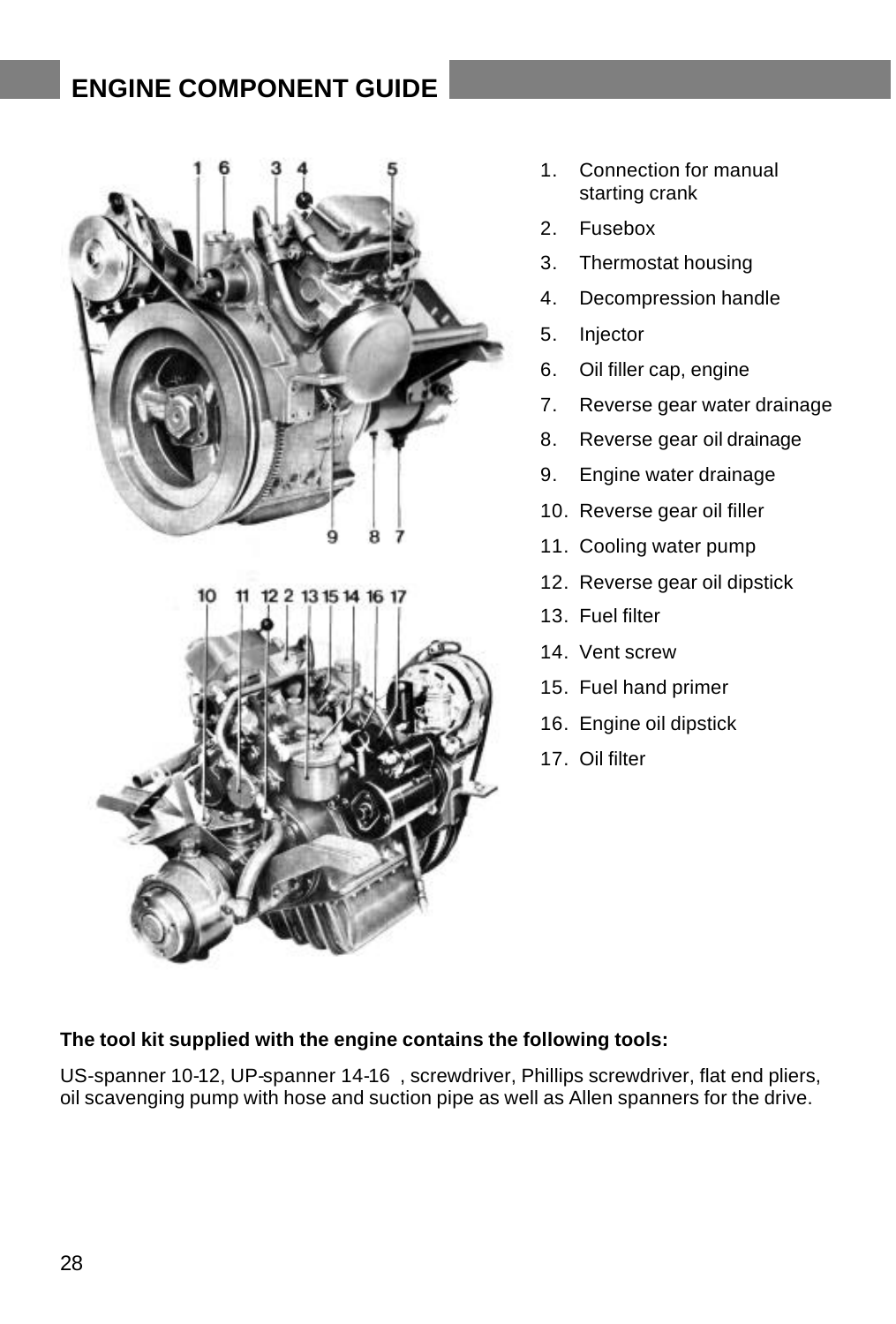## ENGINE COMPONENT GUIDE

1. Connection for manual starting crank
2. Fusebox
3. Thermostat housing
4. Decompression handle
5. Injector
6. Oil filler cap, engine
7. Reverse gear water drainage
8. Reverse gear oil drainage
9. Engine water drainage
10. Reverse gear oil filler
11. Cooling water pump
12. Reverse gear oil dipstick
13. Fuel filter
14. Vent screw
15. Fuel hand primer
16. Engine oil dipstick
17. Oil filter

**The tool kit supplied with the engine contains the following tools:**

US-spanner 10-12, UP-spanner 14-16 , screwdriver, Phillips screwdriver, flat end pliers, oil scavenging pump with hose and suction pipe as well as Allen spanners for the drive.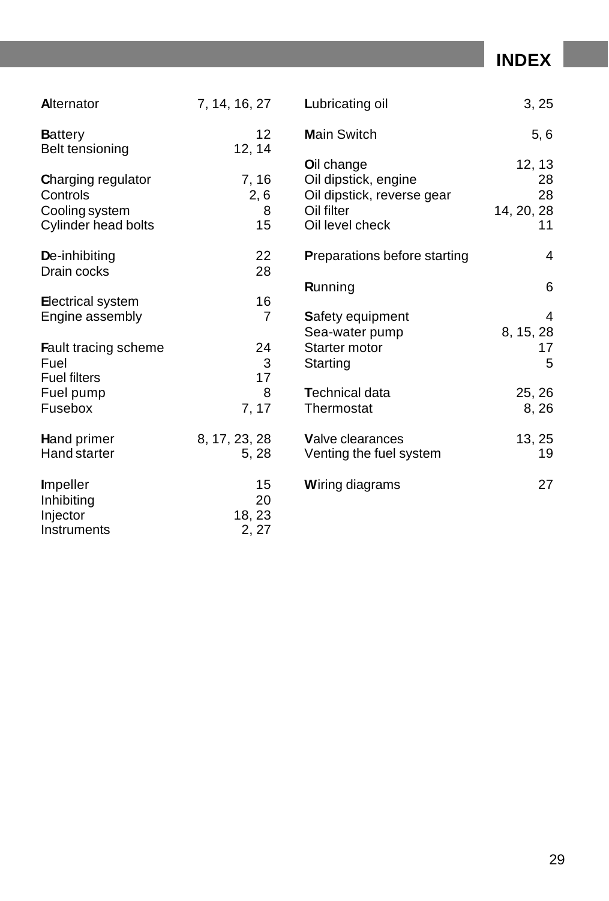# INDEX

| | |
|---|---|
| **A**lternator | 7, 14, 16, 27 |
| | |
| **B**attery | 12 |
| Belt tensioning | 12, 14 |
| | |
| **C**harging regulator | 7, 16 |
| Controls | 2, 6 |
| Cooling system | 8 |
| Cylinder head bolts | 15 |
| | |
| **D**e-inhibiting | 22 |
| Drain cocks | 28 |
| | |
| **E**lectrical system | 16 |
| Engine assembly | 7 |
| | |
| **F**ault tracing scheme | 24 |
| Fuel | 3 |
| Fuel filters | 17 |
| Fuel pump | 8 |
| Fusebox | 7, 17 |
| | |
| **H**and primer | 8, 17, 23, 28 |
| Hand starter | 5, 28 |
| | |
| **I**mpeller | 15 |
| Inhibiting | 20 |
| Injector | 18, 23 |
| Instruments | 2, 27 |
| | |
| **L**ubricating oil | 3, 25 |
| | |
| **M**ain Switch | 5, 6 |
| | |
| **O**il change | 12, 13 |
| Oil dipstick, engine | 28 |
| Oil dipstick, reverse gear | 28 |
| Oil filter | 14, 20, 28 |
| Oil level check | 11 |
| | |
| **P**reparations before starting | 4 |
| | |
| **R**unning | 6 |
| | |
| **S**afety equipment | 4 |
| Sea-water pump | 8, 15, 28 |
| Starter motor | 17 |
| Starting | 5 |
| | |
| **T**echnical data | 25, 26 |
| Thermostat | 8, 26 |
| | |
| **V**alve clearances | 13, 25 |
| Venting the fuel system | 19 |
| | |
| **W**iring diagrams | 27 |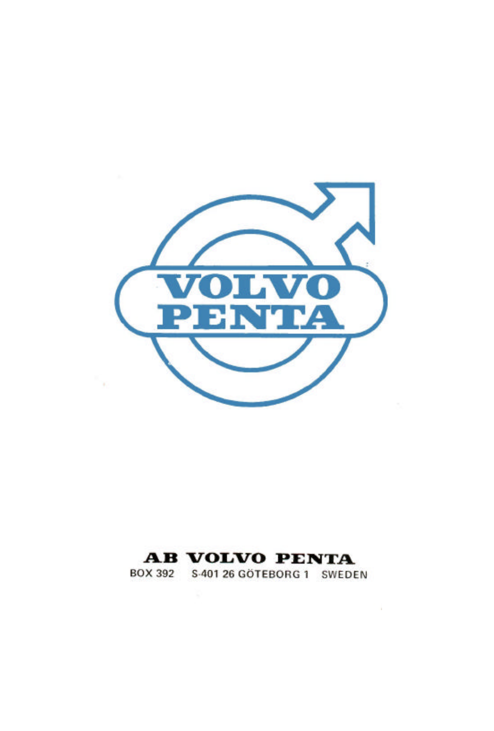VOLVO
PENTA

**AB VOLVO PENTA**

BOX 392 S-401 26 GÖTEBORG 1 SWEDEN